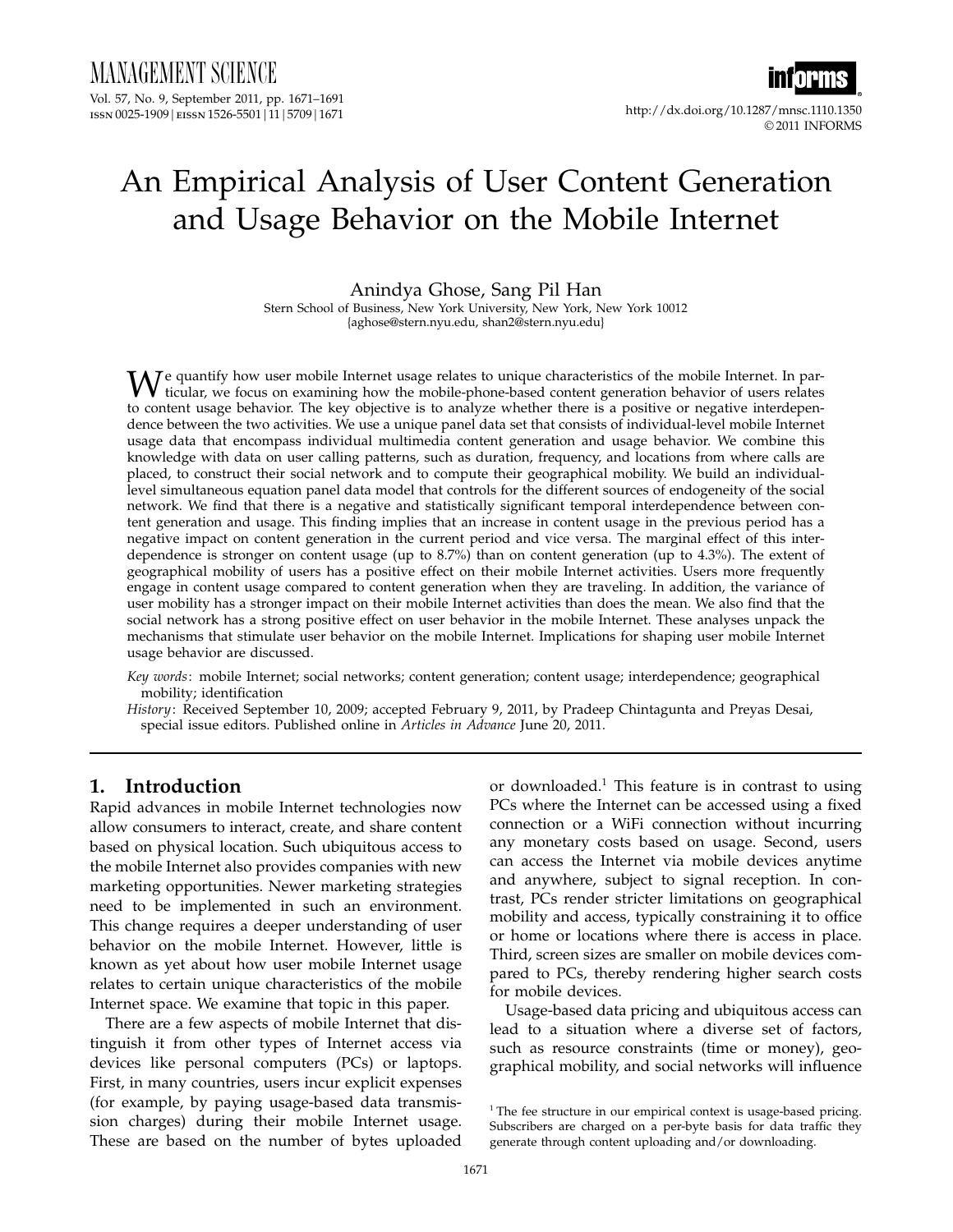# An Empirical Analysis of User Content Generation and Usage Behavior on the Mobile Internet

Anindya Ghose, Sang Pil Han

Stern School of Business, New York University, New York, New York 10012
{aghose@stern.nyu.edu, shan2@stern.nyu.edu}

We quantify how user mobile Internet usage relates to unique characteristics of the mobile Internet. In particular, we focus on examining how the mobile-phone-based content generation behavior of users relates to content usage behavior. The key objective is to analyze whether there is a positive or negative interdependence between the two activities. We use a unique panel data set that consists of individual-level mobile Internet usage data that encompass individual multimedia content generation and usage behavior. We combine this knowledge with data on user calling patterns, such as duration, frequency, and locations from where calls are placed, to construct their social network and to compute their geographical mobility. We build an individual-level simultaneous equation panel data model that controls for the different sources of endogeneity of the social network. We find that there is a negative and statistically significant temporal interdependence between content generation and usage. This finding implies that an increase in content usage in the previous period has a negative impact on content generation in the current period and vice versa. The marginal effect of this interdependence is stronger on content usage (up to 8.7%) than on content generation (up to 4.3%). The extent of geographical mobility of users has a positive effect on their mobile Internet activities. Users more frequently engage in content usage compared to content generation when they are traveling. In addition, the variance of user mobility has a stronger impact on their mobile Internet activities than does the mean. We also find that the social network has a strong positive effect on user behavior in the mobile Internet. These analyses unpack the mechanisms that stimulate user behavior on the mobile Internet. Implications for shaping user mobile Internet usage behavior are discussed.

*Key words*: mobile Internet; social networks; content generation; content usage; interdependence; geographical mobility; identification

*History*: Received September 10, 2009; accepted February 9, 2011, by Pradeep Chintagunta and Preyas Desai, special issue editors. Published online in *Articles in Advance* June 20, 2011.

## 1. Introduction

Rapid advances in mobile Internet technologies now allow consumers to interact, create, and share content based on physical location. Such ubiquitous access to the mobile Internet also provides companies with new marketing opportunities. Newer marketing strategies need to be implemented in such an environment. This change requires a deeper understanding of user behavior on the mobile Internet. However, little is known as yet about how user mobile Internet usage relates to certain unique characteristics of the mobile Internet space. We examine that topic in this paper.

There are a few aspects of mobile Internet that distinguish it from other types of Internet access via devices like personal computers (PCs) or laptops. First, in many countries, users incur explicit expenses (for example, by paying usage-based data transmission charges) during their mobile Internet usage. These are based on the number of bytes uploaded or downloaded.[1] This feature is in contrast to using PCs where the Internet can be accessed using a fixed connection or a WiFi connection without incurring any monetary costs based on usage. Second, users can access the Internet via mobile devices anytime and anywhere, subject to signal reception. In contrast, PCs render stricter limitations on geographical mobility and access, typically constraining it to office or home or locations where there is access in place. Third, screen sizes are smaller on mobile devices compared to PCs, thereby rendering higher search costs for mobile devices.

Usage-based data pricing and ubiquitous access can lead to a situation where a diverse set of factors, such as resource constraints (time or money), geographical mobility, and social networks will influence

[1] The fee structure in our empirical context is usage-based pricing. Subscribers are charged on a per-byte basis for data traffic they generate through content uploading and/or downloading.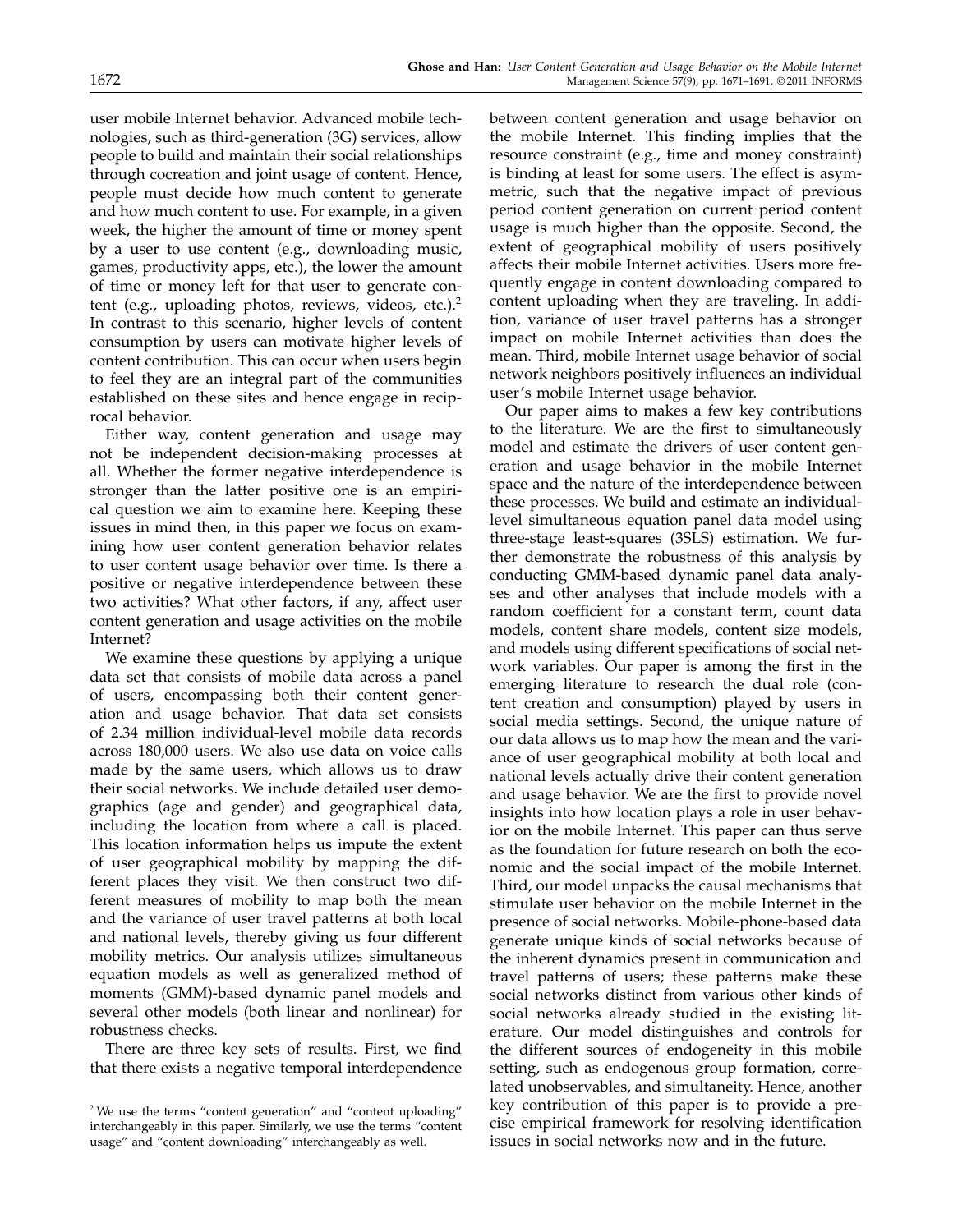user mobile Internet behavior. Advanced mobile technologies, such as third-generation (3G) services, allow people to build and maintain their social relationships through cocreation and joint usage of content. Hence, people must decide how much content to generate and how much content to use. For example, in a given week, the higher the amount of time or money spent by a user to use content (e.g., downloading music, games, productivity apps, etc.), the lower the amount of time or money left for that user to generate content (e.g., uploading photos, reviews, videos, etc.).[2] In contrast to this scenario, higher levels of content consumption by users can motivate higher levels of content contribution. This can occur when users begin to feel they are an integral part of the communities established on these sites and hence engage in reciprocal behavior.

Either way, content generation and usage may not be independent decision-making processes at all. Whether the former negative interdependence is stronger than the latter positive one is an empirical question we aim to examine here. Keeping these issues in mind then, in this paper we focus on examining how user content generation behavior relates to user content usage behavior over time. Is there a positive or negative interdependence between these two activities? What other factors, if any, affect user content generation and usage activities on the mobile Internet?

We examine these questions by applying a unique data set that consists of mobile data across a panel of users, encompassing both their content generation and usage behavior. That data set consists of 2.34 million individual-level mobile data records across 180,000 users. We also use data on voice calls made by the same users, which allows us to draw their social networks. We include detailed user demographics (age and gender) and geographical data, including the location from where a call is placed. This location information helps us impute the extent of user geographical mobility by mapping the different places they visit. We then construct two different measures of mobility to map both the mean and the variance of user travel patterns at both local and national levels, thereby giving us four different mobility metrics. Our analysis utilizes simultaneous equation models as well as generalized method of moments (GMM)-based dynamic panel models and several other models (both linear and nonlinear) for robustness checks.

There are three key sets of results. First, we find that there exists a negative temporal interdependence between content generation and usage behavior on the mobile Internet. This finding implies that the resource constraint (e.g., time and money constraint) is binding at least for some users. The effect is asymmetric, such that the negative impact of previous period content generation on current period content usage is much higher than the opposite. Second, the extent of geographical mobility of users positively affects their mobile Internet activities. Users more frequently engage in content downloading compared to content uploading when they are traveling. In addition, variance of user travel patterns has a stronger impact on mobile Internet activities than does the mean. Third, mobile Internet usage behavior of social network neighbors positively influences an individual user's mobile Internet usage behavior.

Our paper aims to makes a few key contributions to the literature. We are the first to simultaneously model and estimate the drivers of user content generation and usage behavior in the mobile Internet space and the nature of the interdependence between these processes. We build and estimate an individual-level simultaneous equation panel data model using three-stage least-squares (3SLS) estimation. We further demonstrate the robustness of this analysis by conducting GMM-based dynamic panel data analyses and other analyses that include models with a random coefficient for a constant term, count data models, content share models, content size models, and models using different specifications of social network variables. Our paper is among the first in the emerging literature to research the dual role (content creation and consumption) played by users in social media settings. Second, the unique nature of our data allows us to map how the mean and the variance of user geographical mobility at both local and national levels actually drive their content generation and usage behavior. We are the first to provide novel insights into how location plays a role in user behavior on the mobile Internet. This paper can thus serve as the foundation for future research on both the economic and the social impact of the mobile Internet. Third, our model unpacks the causal mechanisms that stimulate user behavior on the mobile Internet in the presence of social networks. Mobile-phone-based data generate unique kinds of social networks because of the inherent dynamics present in communication and travel patterns of users; these patterns make these social networks distinct from various other kinds of social networks already studied in the existing literature. Our model distinguishes and controls for the different sources of endogeneity in this mobile setting, such as endogenous group formation, correlated unobservables, and simultaneity. Hence, another key contribution of this paper is to provide a precise empirical framework for resolving identification issues in social networks now and in the future.

[2] We use the terms "content generation" and "content uploading" interchangeably in this paper. Similarly, we use the terms "content usage" and "content downloading" interchangeably as well.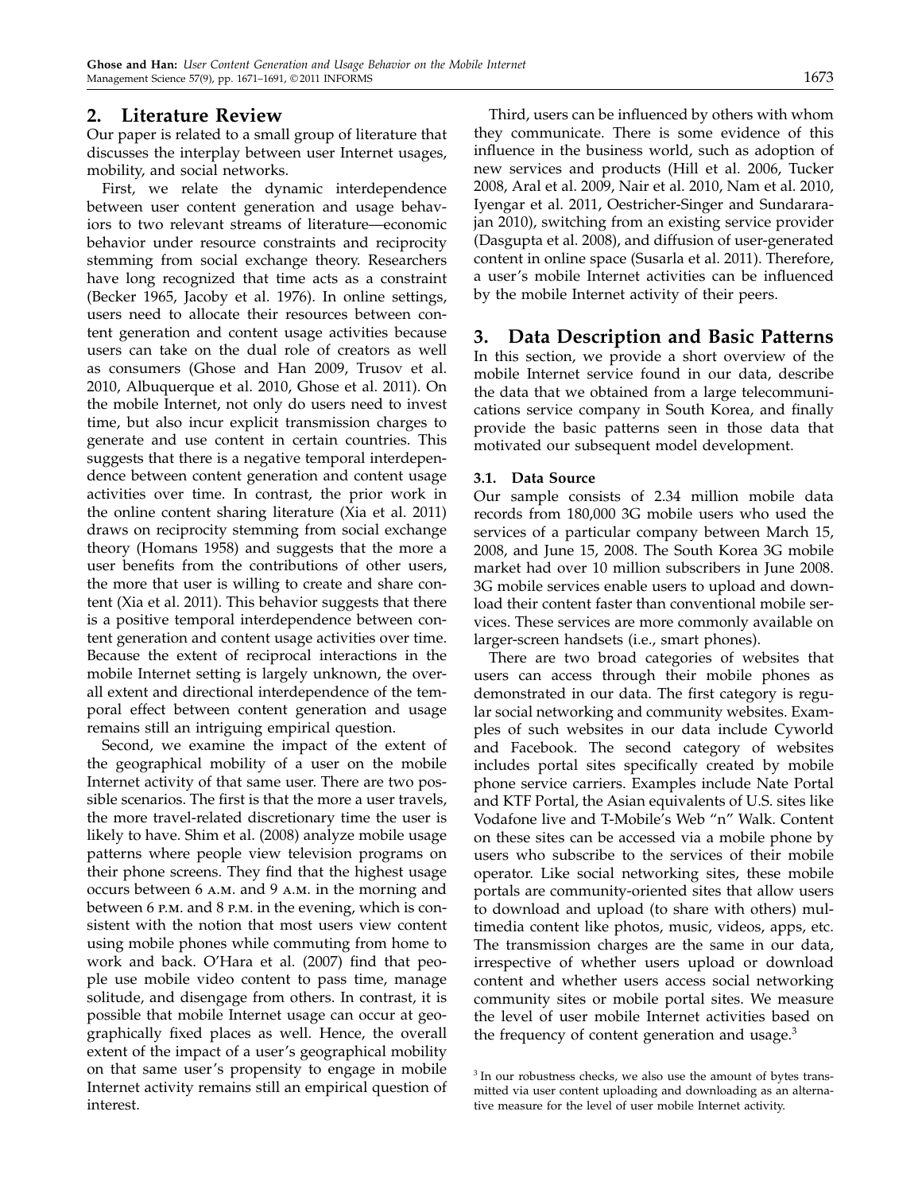## 2. Literature Review

Our paper is related to a small group of literature that discusses the interplay between user Internet usages, mobility, and social networks.

First, we relate the dynamic interdependence between user content generation and usage behaviors to two relevant streams of literature—economic behavior under resource constraints and reciprocity stemming from social exchange theory. Researchers have long recognized that time acts as a constraint (Becker 1965, Jacoby et al. 1976). In online settings, users need to allocate their resources between content generation and content usage activities because users can take on the dual role of creators as well as consumers (Ghose and Han 2009, Trusov et al. 2010, Albuquerque et al. 2010, Ghose et al. 2011). On the mobile Internet, not only do users need to invest time, but also incur explicit transmission charges to generate and use content in certain countries. This suggests that there is a negative temporal interdependence between content generation and content usage activities over time. In contrast, the prior work in the online content sharing literature (Xia et al. 2011) draws on reciprocity stemming from social exchange theory (Homans 1958) and suggests that the more a user benefits from the contributions of other users, the more that user is willing to create and share content (Xia et al. 2011). This behavior suggests that there is a positive temporal interdependence between content generation and content usage activities over time. Because the extent of reciprocal interactions in the mobile Internet setting is largely unknown, the overall extent and directional interdependence of the temporal effect between content generation and usage remains still an intriguing empirical question.

Second, we examine the impact of the extent of the geographical mobility of a user on the mobile Internet activity of that same user. There are two possible scenarios. The first is that the more a user travels, the more travel-related discretionary time the user is likely to have. Shim et al. (2008) analyze mobile usage patterns where people view television programs on their phone screens. They find that the highest usage occurs between 6 A.M. and 9 A.M. in the morning and between 6 P.M. and 8 P.M. in the evening, which is consistent with the notion that most users view content using mobile phones while commuting from home to work and back. O'Hara et al. (2007) find that people use mobile video content to pass time, manage solitude, and disengage from others. In contrast, it is possible that mobile Internet usage can occur at geographically fixed places as well. Hence, the overall extent of the impact of a user's geographical mobility on that same user's propensity to engage in mobile Internet activity remains still an empirical question of interest.

Third, users can be influenced by others with whom they communicate. There is some evidence of this influence in the business world, such as adoption of new services and products (Hill et al. 2006, Tucker 2008, Aral et al. 2009, Nair et al. 2010, Nam et al. 2010, Iyengar et al. 2011, Oestricher-Singer and Sundararajan 2010), switching from an existing service provider (Dasgupta et al. 2008), and diffusion of user-generated content in online space (Susarla et al. 2011). Therefore, a user's mobile Internet activities can be influenced by the mobile Internet activity of their peers.

## 3. Data Description and Basic Patterns

In this section, we provide a short overview of the mobile Internet service found in our data, describe the data that we obtained from a large telecommunications service company in South Korea, and finally provide the basic patterns seen in those data that motivated our subsequent model development.

### 3.1. Data Source

Our sample consists of 2.34 million mobile data records from 180,000 3G mobile users who used the services of a particular company between March 15, 2008, and June 15, 2008. The South Korea 3G mobile market had over 10 million subscribers in June 2008. 3G mobile services enable users to upload and download their content faster than conventional mobile services. These services are more commonly available on larger-screen handsets (i.e., smart phones).

There are two broad categories of websites that users can access through their mobile phones as demonstrated in our data. The first category is regular social networking and community websites. Examples of such websites in our data include Cyworld and Facebook. The second category of websites includes portal sites specifically created by mobile phone service carriers. Examples include Nate Portal and KTF Portal, the Asian equivalents of U.S. sites like Vodafone live and T-Mobile's Web "n" Walk. Content on these sites can be accessed via a mobile phone by users who subscribe to the services of their mobile operator. Like social networking sites, these mobile portals are community-oriented sites that allow users to download and upload (to share with others) multimedia content like photos, music, videos, apps, etc. The transmission charges are the same in our data, irrespective of whether users upload or download content and whether users access social networking community sites or mobile portal sites. We measure the level of user mobile Internet activities based on the frequency of content generation and usage.[3]

[3] In our robustness checks, we also use the amount of bytes transmitted via user content uploading and downloading as an alternative measure for the level of user mobile Internet activity.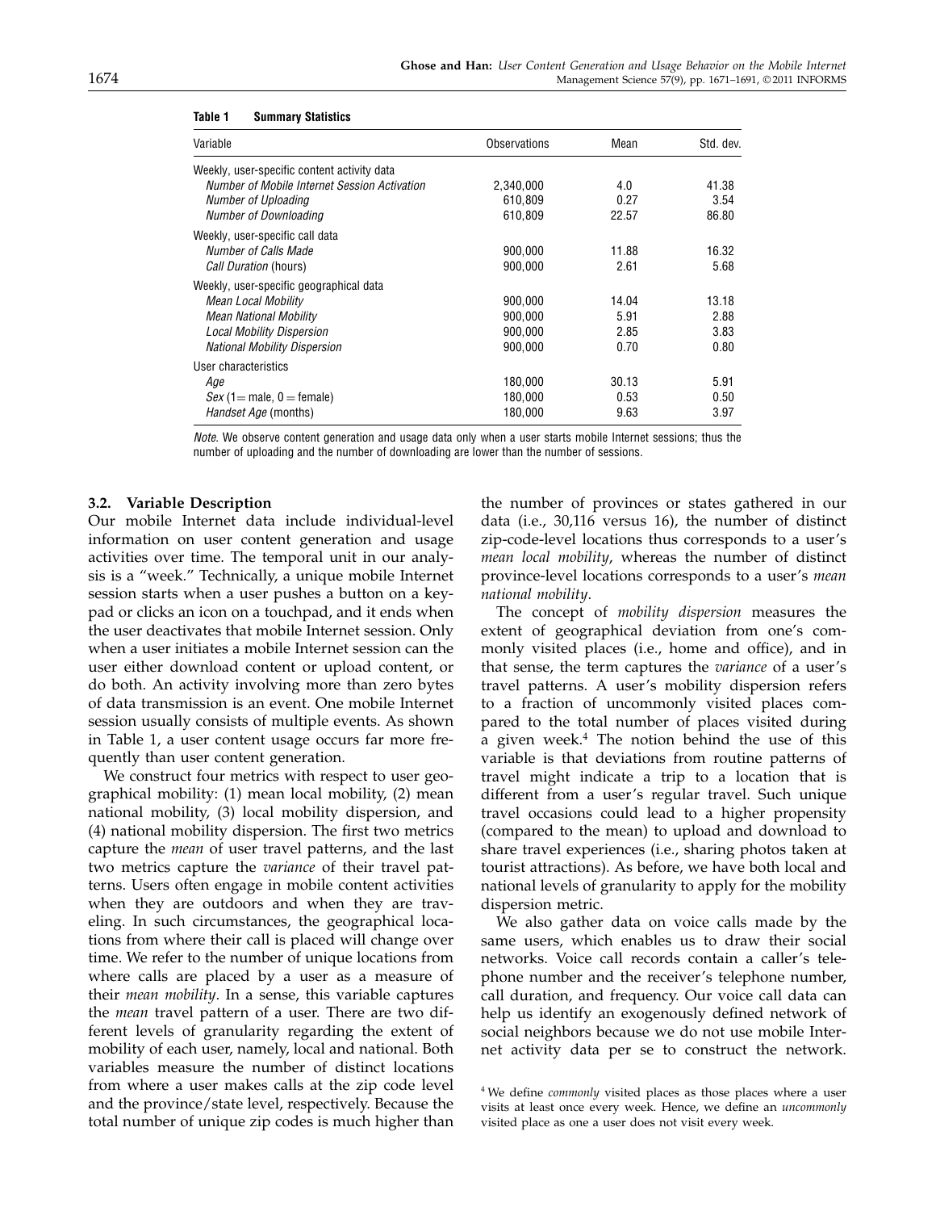**Table 1 Summary Statistics**

| Variable | Observations | Mean | Std. dev. |
|---|---|---|---|
| Weekly, user-specific content activity data | | | |
| *Number of Mobile Internet Session Activation* | 2,340,000 | 4.0 | 41.38 |
| *Number of Uploading* | 610,809 | 0.27 | 3.54 |
| *Number of Downloading* | 610,809 | 22.57 | 86.80 |
| Weekly, user-specific call data | | | |
| *Number of Calls Made* | 900,000 | 11.88 | 16.32 |
| *Call Duration* (hours) | 900,000 | 2.61 | 5.68 |
| Weekly, user-specific geographical data | | | |
| *Mean Local Mobility* | 900,000 | 14.04 | 13.18 |
| *Mean National Mobility* | 900,000 | 5.91 | 2.88 |
| *Local Mobility Dispersion* | 900,000 | 2.85 | 3.83 |
| *National Mobility Dispersion* | 900,000 | 0.70 | 0.80 |
| User characteristics | | | |
| *Age* | 180,000 | 30.13 | 5.91 |
| *Sex* (1 = male, 0 = female) | 180,000 | 0.53 | 0.50 |
| *Handset Age* (months) | 180,000 | 9.63 | 3.97 |

*Note.* We observe content generation and usage data only when a user starts mobile Internet sessions; thus the number of uploading and the number of downloading are lower than the number of sessions.

### 3.2. Variable Description

Our mobile Internet data include individual-level information on user content generation and usage activities over time. The temporal unit in our analysis is a "week." Technically, a unique mobile Internet session starts when a user pushes a button on a keypad or clicks an icon on a touchpad, and it ends when the user deactivates that mobile Internet session. Only when a user initiates a mobile Internet session can the user either download content or upload content, or do both. An activity involving more than zero bytes of data transmission is an event. One mobile Internet session usually consists of multiple events. As shown in Table 1, a user content usage occurs far more frequently than user content generation.

We construct four metrics with respect to user geographical mobility: (1) mean local mobility, (2) mean national mobility, (3) local mobility dispersion, and (4) national mobility dispersion. The first two metrics capture the *mean* of user travel patterns, and the last two metrics capture the *variance* of their travel patterns. Users often engage in mobile content activities when they are outdoors and when they are traveling. In such circumstances, the geographical locations from where their call is placed will change over time. We refer to the number of unique locations from where calls are placed by a user as a measure of their *mean mobility*. In a sense, this variable captures the *mean* travel pattern of a user. There are two different levels of granularity regarding the extent of mobility of each user, namely, local and national. Both variables measure the number of distinct locations from where a user makes calls at the zip code level and the province/state level, respectively. Because the total number of unique zip codes is much higher than the number of provinces or states gathered in our data (i.e., 30,116 versus 16), the number of distinct zip-code-level locations thus corresponds to a user's *mean local mobility*, whereas the number of distinct province-level locations corresponds to a user's *mean national mobility*.

The concept of *mobility dispersion* measures the extent of geographical deviation from one's commonly visited places (i.e., home and office), and in that sense, the term captures the *variance* of a user's travel patterns. A user's mobility dispersion refers to a fraction of uncommonly visited places compared to the total number of places visited during a given week.[4] The notion behind the use of this variable is that deviations from routine patterns of travel might indicate a trip to a location that is different from a user's regular travel. Such unique travel occasions could lead to a higher propensity (compared to the mean) to upload and download to share travel experiences (i.e., sharing photos taken at tourist attractions). As before, we have both local and national levels of granularity to apply for the mobility dispersion metric.

We also gather data on voice calls made by the same users, which enables us to draw their social networks. Voice call records contain a caller's telephone number and the receiver's telephone number, call duration, and frequency. Our voice call data can help us identify an exogenously defined network of social neighbors because we do not use mobile Internet activity data per se to construct the network.

[4] We define *commonly* visited places as those places where a user visits at least once every week. Hence, we define an *uncommonly* visited place as one a user does not visit every week.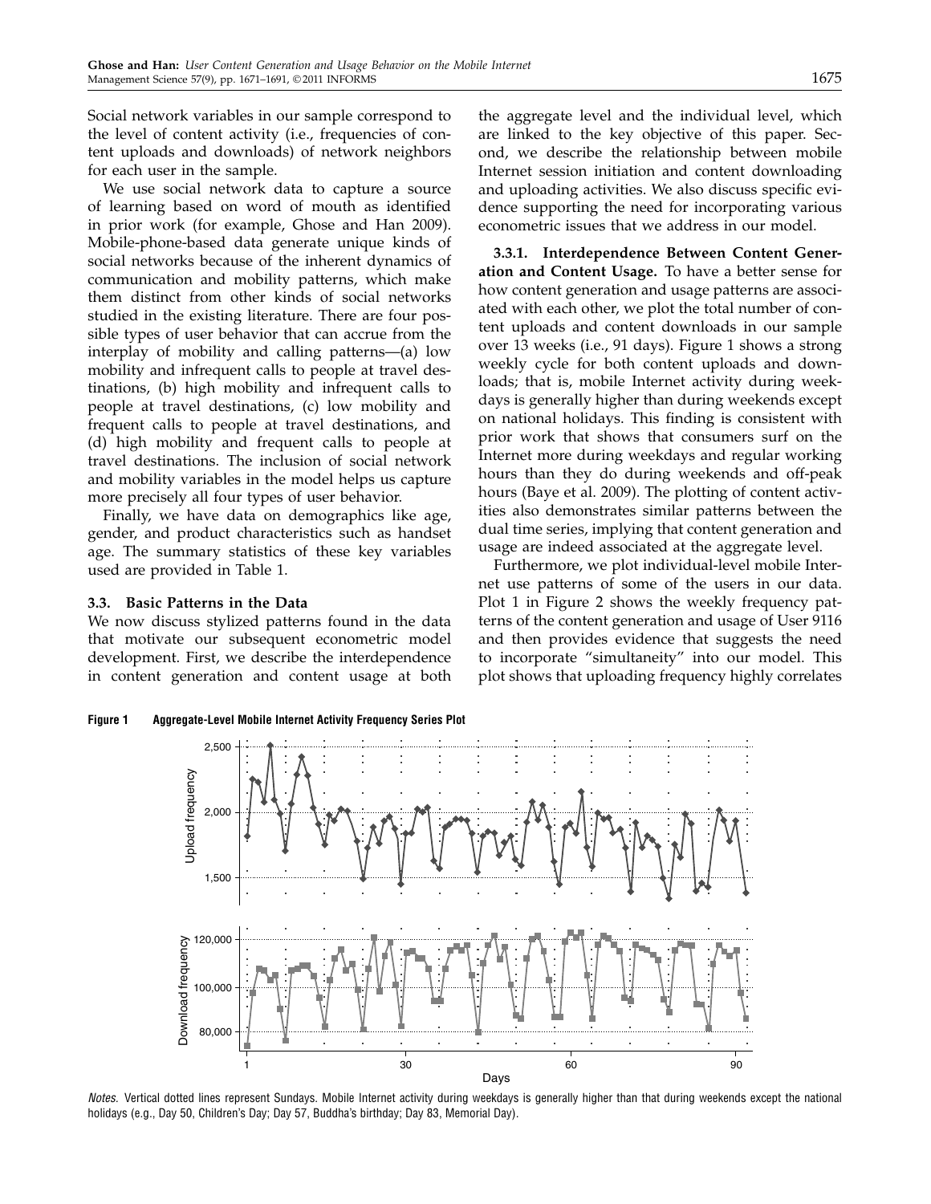Social network variables in our sample correspond to the level of content activity (i.e., frequencies of content uploads and downloads) of network neighbors for each user in the sample.

We use social network data to capture a source of learning based on word of mouth as identified in prior work (for example, Ghose and Han 2009). Mobile-phone-based data generate unique kinds of social networks because of the inherent dynamics of communication and mobility patterns, which make them distinct from other kinds of social networks studied in the existing literature. There are four possible types of user behavior that can accrue from the interplay of mobility and calling patterns—(a) low mobility and infrequent calls to people at travel destinations, (b) high mobility and infrequent calls to people at travel destinations, (c) low mobility and frequent calls to people at travel destinations, and (d) high mobility and frequent calls to people at travel destinations. The inclusion of social network and mobility variables in the model helps us capture more precisely all four types of user behavior.

Finally, we have data on demographics like age, gender, and product characteristics such as handset age. The summary statistics of these key variables used are provided in Table 1.

### 3.3. Basic Patterns in the Data

We now discuss stylized patterns found in the data that motivate our subsequent econometric model development. First, we describe the interdependence in content generation and content usage at both the aggregate level and the individual level, which are linked to the key objective of this paper. Second, we describe the relationship between mobile Internet session initiation and content downloading and uploading activities. We also discuss specific evidence supporting the need for incorporating various econometric issues that we address in our model.

**3.3.1. Interdependence Between Content Generation and Content Usage.** To have a better sense for how content generation and usage patterns are associated with each other, we plot the total number of content uploads and content downloads in our sample over 13 weeks (i.e., 91 days). Figure 1 shows a strong weekly cycle for both content uploads and downloads; that is, mobile Internet activity during weekdays is generally higher than during weekends except on national holidays. This finding is consistent with prior work that shows that consumers surf on the Internet more during weekdays and regular working hours than they do during weekends and off-peak hours (Baye et al. 2009). The plotting of content activities also demonstrates similar patterns between the dual time series, implying that content generation and usage are indeed associated at the aggregate level.

Furthermore, we plot individual-level mobile Internet use patterns of some of the users in our data. Plot 1 in Figure 2 shows the weekly frequency patterns of the content generation and usage of User 9116 and then provides evidence that suggests the need to incorporate "simultaneity" into our model. This plot shows that uploading frequency highly correlates

**Figure 1 Aggregate-Level Mobile Internet Activity Frequency Series Plot**

*Notes.* Vertical dotted lines represent Sundays. Mobile Internet activity during weekdays is generally higher than that during weekends except the national holidays (e.g., Day 50, Children's Day; Day 57, Buddha's birthday; Day 83, Memorial Day).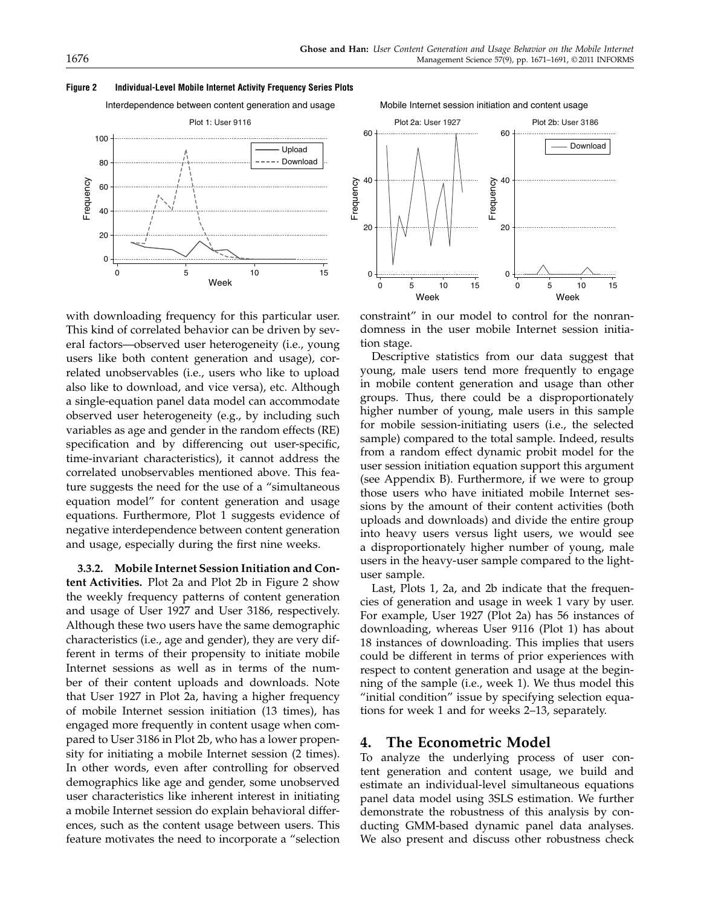**Figure 2 Individual-Level Mobile Internet Activity Frequency Series Plots**

with downloading frequency for this particular user. This kind of correlated behavior can be driven by several factors—observed user heterogeneity (i.e., young users like both content generation and usage), correlated unobservables (i.e., users who like to upload also like to download, and vice versa), etc. Although a single-equation panel data model can accommodate observed user heterogeneity (e.g., by including such variables as age and gender in the random effects (RE) specification and by differencing out user-specific, time-invariant characteristics), it cannot address the correlated unobservables mentioned above. This feature suggests the need for the use of a "simultaneous equation model" for content generation and usage equations. Furthermore, Plot 1 suggests evidence of negative interdependence between content generation and usage, especially during the first nine weeks.

**3.3.2. Mobile Internet Session Initiation and Content Activities.** Plot 2a and Plot 2b in Figure 2 show the weekly frequency patterns of content generation and usage of User 1927 and User 3186, respectively. Although these two users have the same demographic characteristics (i.e., age and gender), they are very different in terms of their propensity to initiate mobile Internet sessions as well as in terms of the number of their content uploads and downloads. Note that User 1927 in Plot 2a, having a higher frequency of mobile Internet session initiation (13 times), has engaged more frequently in content usage when compared to User 3186 in Plot 2b, who has a lower propensity for initiating a mobile Internet session (2 times). In other words, even after controlling for observed demographics like age and gender, some unobserved user characteristics like inherent interest in initiating a mobile Internet session do explain behavioral differences, such as the content usage between users. This feature motivates the need to incorporate a "selection constraint" in our model to control for the nonrandomness in the user mobile Internet session initiation stage.

Descriptive statistics from our data suggest that young, male users tend more frequently to engage in mobile content generation and usage than other groups. Thus, there could be a disproportionately higher number of young, male users in this sample for mobile session-initiating users (i.e., the selected sample) compared to the total sample. Indeed, results from a random effect dynamic probit model for the user session initiation equation support this argument (see Appendix B). Furthermore, if we were to group those users who have initiated mobile Internet sessions by the amount of their content activities (both uploads and downloads) and divide the entire group into heavy users versus light users, we would see a disproportionately higher number of young, male users in the heavy-user sample compared to the light-user sample.

Last, Plots 1, 2a, and 2b indicate that the frequencies of generation and usage in week 1 vary by user. For example, User 1927 (Plot 2a) has 56 instances of downloading, whereas User 9116 (Plot 1) has about 18 instances of downloading. This implies that users could be different in terms of prior experiences with respect to content generation and usage at the beginning of the sample (i.e., week 1). We thus model this "initial condition" issue by specifying selection equations for week 1 and for weeks 2–13, separately.

## 4. The Econometric Model

To analyze the underlying process of user content generation and content usage, we build and estimate an individual-level simultaneous equations panel data model using 3SLS estimation. We further demonstrate the robustness of this analysis by conducting GMM-based dynamic panel data analyses. We also present and discuss other robustness check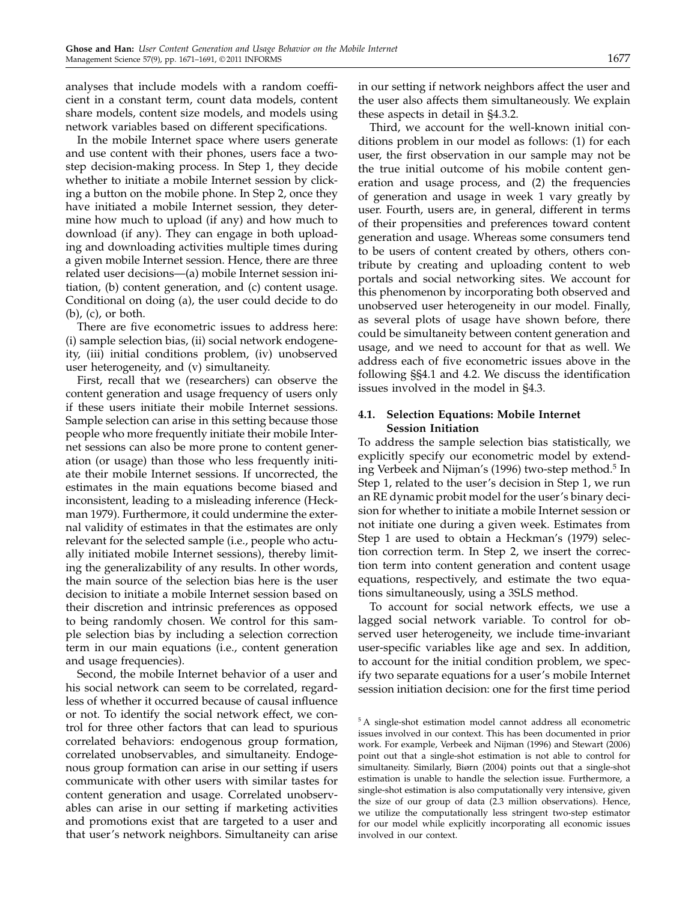analyses that include models with a random coefficient in a constant term, count data models, content share models, content size models, and models using network variables based on different specifications.

In the mobile Internet space where users generate and use content with their phones, users face a two-step decision-making process. In Step 1, they decide whether to initiate a mobile Internet session by clicking a button on the mobile phone. In Step 2, once they have initiated a mobile Internet session, they determine how much to upload (if any) and how much to download (if any). They can engage in both uploading and downloading activities multiple times during a given mobile Internet session. Hence, there are three related user decisions—(a) mobile Internet session initiation, (b) content generation, and (c) content usage. Conditional on doing (a), the user could decide to do (b), (c), or both.

There are five econometric issues to address here: (i) sample selection bias, (ii) social network endogeneity, (iii) initial conditions problem, (iv) unobserved user heterogeneity, and (v) simultaneity.

First, recall that we (researchers) can observe the content generation and usage frequency of users only if these users initiate their mobile Internet sessions. Sample selection can arise in this setting because those people who more frequently initiate their mobile Internet sessions can also be more prone to content generation (or usage) than those who less frequently initiate their mobile Internet sessions. If uncorrected, the estimates in the main equations become biased and inconsistent, leading to a misleading inference (Heckman 1979). Furthermore, it could undermine the external validity of estimates in that the estimates are only relevant for the selected sample (i.e., people who actually initiated mobile Internet sessions), thereby limiting the generalizability of any results. In other words, the main source of the selection bias here is the user decision to initiate a mobile Internet session based on their discretion and intrinsic preferences as opposed to being randomly chosen. We control for this sample selection bias by including a selection correction term in our main equations (i.e., content generation and usage frequencies).

Second, the mobile Internet behavior of a user and his social network can seem to be correlated, regardless of whether it occurred because of causal influence or not. To identify the social network effect, we control for three other factors that can lead to spurious correlated behaviors: endogenous group formation, correlated unobservables, and simultaneity. Endogenous group formation can arise in our setting if users communicate with other users with similar tastes for content generation and usage. Correlated unobservables can arise in our setting if marketing activities and promotions exist that are targeted to a user and that user's network neighbors. Simultaneity can arise in our setting if network neighbors affect the user and the user also affects them simultaneously. We explain these aspects in detail in §4.3.2.

Third, we account for the well-known initial conditions problem in our model as follows: (1) for each user, the first observation in our sample may not be the true initial outcome of his mobile content generation and usage process, and (2) the frequencies of generation and usage in week 1 vary greatly by user. Fourth, users are, in general, different in terms of their propensities and preferences toward content generation and usage. Whereas some consumers tend to be users of content created by others, others contribute by creating and uploading content to web portals and social networking sites. We account for this phenomenon by incorporating both observed and unobserved user heterogeneity in our model. Finally, as several plots of usage have shown before, there could be simultaneity between content generation and usage, and we need to account for that as well. We address each of five econometric issues above in the following §§4.1 and 4.2. We discuss the identification issues involved in the model in §4.3.

### 4.1. Selection Equations: Mobile Internet Session Initiation

To address the sample selection bias statistically, we explicitly specify our econometric model by extending Verbeek and Nijman's (1996) two-step method.[5] In Step 1, related to the user's decision in Step 1, we run an RE dynamic probit model for the user's binary decision for whether to initiate a mobile Internet session or not initiate one during a given week. Estimates from Step 1 are used to obtain a Heckman's (1979) selection correction term. In Step 2, we insert the correction term into content generation and content usage equations, respectively, and estimate the two equations simultaneously, using a 3SLS method.

To account for social network effects, we use a lagged social network variable. To control for observed user heterogeneity, we include time-invariant user-specific variables like age and sex. In addition, to account for the initial condition problem, we specify two separate equations for a user's mobile Internet session initiation decision: one for the first time period

[5] A single-shot estimation model cannot address all econometric issues involved in our context. This has been documented in prior work. For example, Verbeek and Nijman (1996) and Stewart (2006) point out that a single-shot estimation is not able to control for simultaneity. Similarly, Biørn (2004) points out that a single-shot estimation is unable to handle the selection issue. Furthermore, a single-shot estimation is also computationally very intensive, given the size of our group of data (2.3 million observations). Hence, we utilize the computationally less stringent two-step estimator for our model while explicitly incorporating all economic issues involved in our context.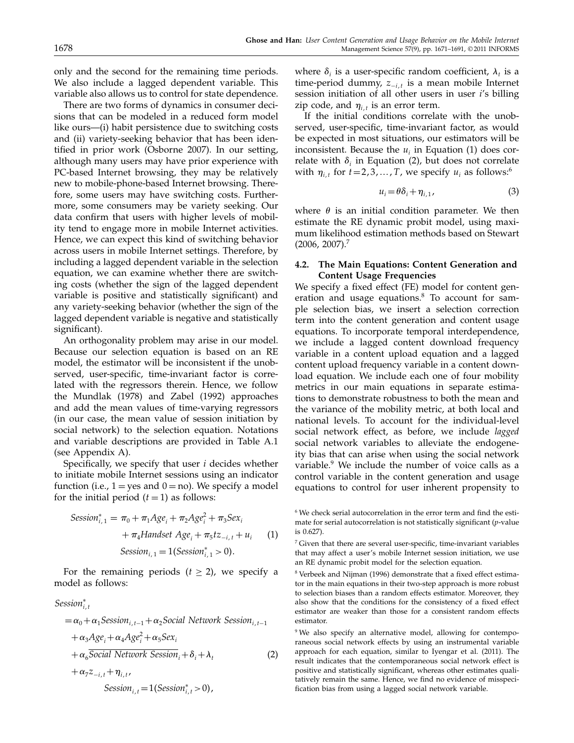only and the second for the remaining time periods. We also include a lagged dependent variable. This variable also allows us to control for state dependence.

There are two forms of dynamics in consumer decisions that can be modeled in a reduced form model like ours—(i) habit persistence due to switching costs and (ii) variety-seeking behavior that has been identified in prior work (Osborne 2007). In our setting, although many users may have prior experience with PC-based Internet browsing, they may be relatively new to mobile-phone-based Internet browsing. Therefore, some users may have switching costs. Furthermore, some consumers may be variety seeking. Our data confirm that users with higher levels of mobility tend to engage more in mobile Internet activities. Hence, we can expect this kind of switching behavior across users in mobile Internet settings. Therefore, by including a lagged dependent variable in the selection equation, we can examine whether there are switching costs (whether the sign of the lagged dependent variable is positive and statistically significant) and any variety-seeking behavior (whether the sign of the lagged dependent variable is negative and statistically significant).

An orthogonality problem may arise in our model. Because our selection equation is based on an RE model, the estimator will be inconsistent if the unobserved, user-specific, time-invariant factor is correlated with the regressors therein. Hence, we follow the Mundlak (1978) and Zabel (1992) approaches and add the mean values of time-varying regressors (in our case, the mean value of session initiation by social network) to the selection equation. Notations and variable descriptions are provided in Table A.1 (see Appendix A).

Specifically, we specify that user $i$ decides whether to initiate mobile Internet sessions using an indicator function (i.e., $1 = \text{yes}$ and $0 = \text{no}$). We specify a model for the initial period ($t = 1$) as follows:

$$Session^*_{i,1} = \pi_0 + \pi_1 Age_i + \pi_2 Age_i^2 + \pi_3 Sex_i + \pi_4 Handset\ Age_i + \pi_5 tz_{-i,t} + u_i \quad (1)$$
$$Session_{i,1} = 1(Session^*_{i,1} > 0).$$

For the remaining periods ($t \geq 2$), we specify a model as follows:

$$\begin{aligned} Session^*_{i,t} &= \alpha_0 + \alpha_1 Session_{i,t-1} + \alpha_2 Social\ Network\ Session_{i,t-1} \\ &+ \alpha_3 Age_i + \alpha_4 Age_i^2 + \alpha_5 Sex_i \\ &+ \alpha_6 \overline{Social\ Network\ Session}_i + \delta_i + \lambda_t \quad (2) \\ &+ \alpha_7 z_{-i,t} + \eta_{i,t}, \\ Session_{i,t} &= 1(Session^*_{i,t} > 0), \end{aligned}$$

where $\delta_i$ is a user-specific random coefficient, $\lambda_t$ is a time-period dummy, $z_{-i,t}$ is a mean mobile Internet session initiation of all other users in user $i$'s billing zip code, and $\eta_{i,t}$ is an error term.

If the initial conditions correlate with the unobserved, user-specific, time-invariant factor, as would be expected in most situations, our estimators will be inconsistent. Because the $u_i$ in Equation (1) does correlate with $\delta_i$ in Equation (2), but does not correlate with $\eta_{i,t}$ for $t = 2, 3, \ldots, T$, we specify $u_i$ as follows:[6]

$$u_i = \theta\delta_i + \eta_{i,1}, \quad (3)$$

where $\theta$ is an initial condition parameter. We then estimate the RE dynamic probit model, using maximum likelihood estimation methods based on Stewart (2006, 2007).[7]

### 4.2. The Main Equations: Content Generation and Content Usage Frequencies

We specify a fixed effect (FE) model for content generation and usage equations.[8] To account for sample selection bias, we insert a selection correction term into the content generation and content usage equations. To incorporate temporal interdependence, we include a lagged content download frequency variable in a content upload equation and a lagged content upload frequency variable in a content download equation. We include each one of four mobility metrics in our main equations in separate estimations to demonstrate robustness to both the mean and the variance of the mobility metric, at both local and national levels. To account for the individual-level social network effect, as before, we include *lagged* social network variables to alleviate the endogeneity bias that can arise when using the social network variable.[9] We include the number of voice calls as a control variable in the content generation and usage equations to control for user inherent propensity to

[6] We check serial autocorrelation in the error term and find the estimate for serial autocorrelation is not statistically significant ($p$-value is 0.627).

[7] Given that there are several user-specific, time-invariant variables that may affect a user's mobile Internet session initiation, we use an RE dynamic probit model for the selection equation.

[8] Verbeek and Nijman (1996) demonstrate that a fixed effect estimator in the main equations in their two-step approach is more robust to selection biases than a random effects estimator. Moreover, they also show that the conditions for the consistency of a fixed effect estimator are weaker than those for a consistent random effects estimator.

[9] We also specify an alternative model, allowing for contemporaneous social network effects by using an instrumental variable approach for each equation, similar to Iyengar et al. (2011). The result indicates that the contemporaneous social network effect is positive and statistically significant, whereas other estimates qualitatively remain the same. Hence, we find no evidence of misspecification bias from using a lagged social network variable.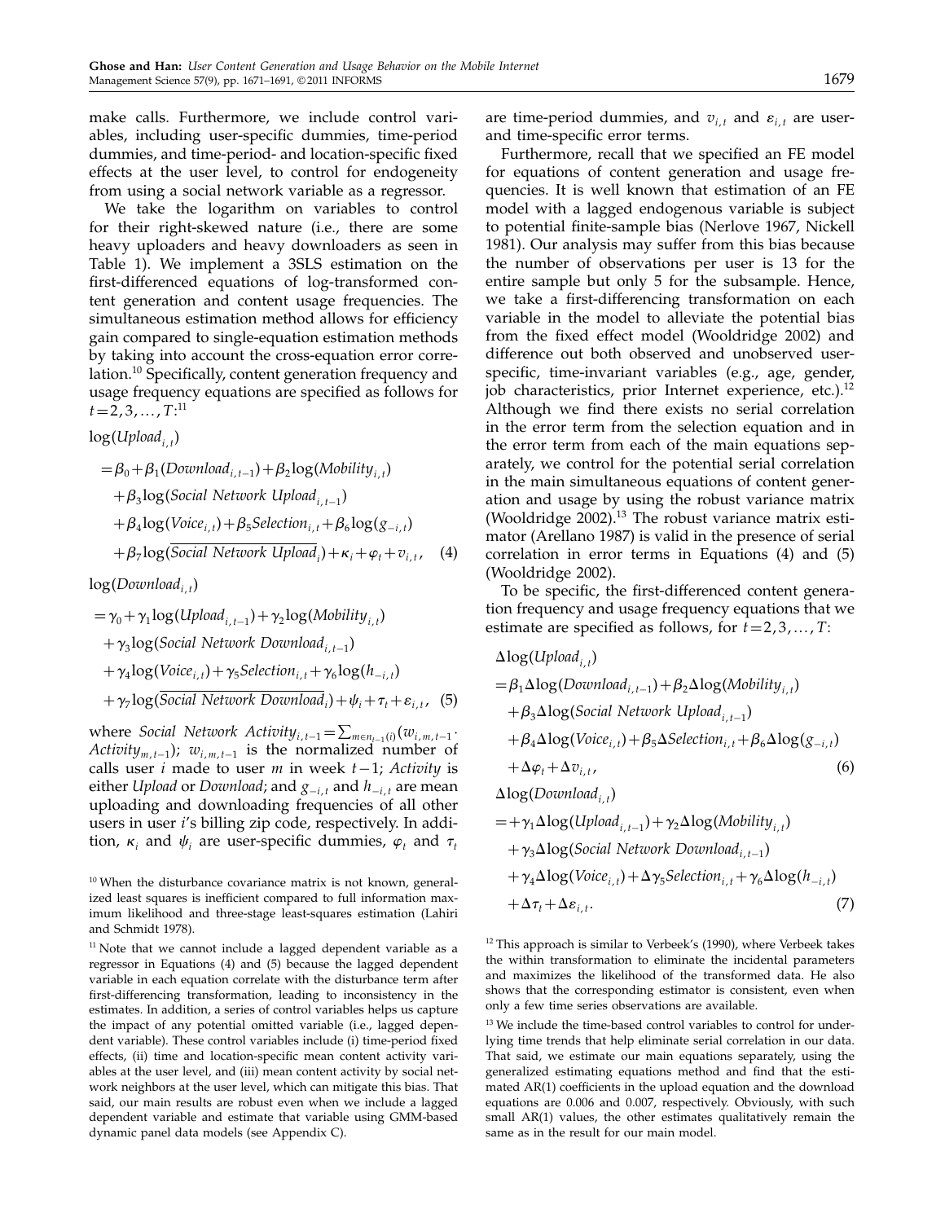make calls. Furthermore, we include control variables, including user-specific dummies, time-period dummies, and time-period- and location-specific fixed effects at the user level, to control for endogeneity from using a social network variable as a regressor.

We take the logarithm on variables to control for their right-skewed nature (i.e., there are some heavy uploaders and heavy downloaders as seen in Table 1). We implement a 3SLS estimation on the first-differenced equations of log-transformed content generation and content usage frequencies. The simultaneous estimation method allows for efficiency gain compared to single-equation estimation methods by taking into account the cross-equation error correlation.[10] Specifically, content generation frequency and usage frequency equations are specified as follows for $t = 2, 3, \ldots, T$:[11]

$$
\begin{aligned}
\log(Upload_{i,t}) &= \beta_0 + \beta_1(Download_{i,t-1}) + \beta_2 \log(Mobility_{i,t}) \\
&\quad + \beta_3 \log(Social\ Network\ Upload_{i,t-1}) \\
&\quad + \beta_4 \log(Voice_{i,t}) + \beta_5 Selection_{i,t} + \beta_6 \log(g_{-i,t}) \\
&\quad + \beta_7 \log(\overline{Social\ Network\ Upload}_i) + \kappa_i + \varphi_t + v_{i,t}, \quad (4)
\end{aligned}
$$

$$
\begin{aligned}
\log(Download_{i,t}) &= \gamma_0 + \gamma_1 \log(Upload_{i,t-1}) + \gamma_2 \log(Mobility_{i,t}) \\
&\quad + \gamma_3 \log(Social\ Network\ Download_{i,t-1}) \\
&\quad + \gamma_4 \log(Voice_{i,t}) + \gamma_5 Selection_{i,t} + \gamma_6 \log(h_{-i,t}) \\
&\quad + \gamma_7 \log(\overline{Social\ Network\ Download}_i) + \psi_i + \tau_t + \varepsilon_{i,t}, \quad (5)
\end{aligned}
$$

where $Social\ Network\ Activity_{i,t-1} = \sum_{m \in n_{t-1}(i)} (w_{i,m,t-1} \cdot Activity_{m,t-1})$; $w_{i,m,t-1}$ is the normalized number of calls user $i$ made to user $m$ in week $t-1$; *Activity* is either *Upload* or *Download*; and $g_{-i,t}$ and $h_{-i,t}$ are mean uploading and downloading frequencies of all other users in user $i$'s billing zip code, respectively. In addition, $\kappa_i$ and $\psi_i$ are user-specific dummies, $\varphi_t$ and $\tau_t$ are time-period dummies, and $v_{i,t}$ and $\varepsilon_{i,t}$ are user- and time-specific error terms.

Furthermore, recall that we specified an FE model for equations of content generation and usage frequencies. It is well known that estimation of an FE model with a lagged endogenous variable is subject to potential finite-sample bias (Nerlove 1967, Nickell 1981). Our analysis may suffer from this bias because the number of observations per user is 13 for the entire sample but only 5 for the subsample. Hence, we take a first-differencing transformation on each variable in the model to alleviate the potential bias from the fixed effect model (Wooldridge 2002) and difference out both observed and unobserved user-specific, time-invariant variables (e.g., age, gender, job characteristics, prior Internet experience, etc.).[12] Although we find there exists no serial correlation in the error term from the selection equation and in the error term from each of the main equations separately, we control for the potential serial correlation in the main simultaneous equations of content generation and usage by using the robust variance matrix (Wooldridge 2002).[13] The robust variance matrix estimator (Arellano 1987) is valid in the presence of serial correlation in error terms in Equations (4) and (5) (Wooldridge 2002).

To be specific, the first-differenced content generation frequency and usage frequency equations that we estimate are specified as follows, for $t = 2, 3, \ldots, T$:

$$
\begin{aligned}
\Delta\log(Upload_{i,t}) &= \beta_1 \Delta\log(Download_{i,t-1}) + \beta_2 \Delta\log(Mobility_{i,t}) \\
&\quad + \beta_3 \Delta\log(Social\ Network\ Upload_{i,t-1}) \\
&\quad + \beta_4 \Delta\log(Voice_{i,t}) + \beta_5 \Delta Selection_{i,t} + \beta_6 \Delta\log(g_{-i,t}) \\
&\quad + \Delta\varphi_t + \Delta v_{i,t}, \quad (6)
\end{aligned}
$$

$$
\begin{aligned}
\Delta\log(Download_{i,t}) &= +\gamma_1 \Delta\log(Upload_{i,t-1}) + \gamma_2 \Delta\log(Mobility_{i,t}) \\
&\quad + \gamma_3 \Delta\log(Social\ Network\ Download_{i,t-1}) \\
&\quad + \gamma_4 \Delta\log(Voice_{i,t}) + \Delta\gamma_5 Selection_{i,t} + \gamma_6 \Delta\log(h_{-i,t}) \\
&\quad + \Delta\tau_t + \Delta\varepsilon_{i,t}. \quad (7)
\end{aligned}
$$

[10] When the disturbance covariance matrix is not known, generalized least squares is inefficient compared to full information maximum likelihood and three-stage least-squares estimation (Lahiri and Schmidt 1978).

[11] Note that we cannot include a lagged dependent variable as a regressor in Equations (4) and (5) because the lagged dependent variable in each equation correlate with the disturbance term after first-differencing transformation, leading to inconsistency in the estimates. In addition, a series of control variables helps us capture the impact of any potential omitted variable (i.e., lagged dependent variable). These control variables include (i) time-period fixed effects, (ii) time and location-specific mean content activity variables at the user level, and (iii) mean content activity by social network neighbors at the user level, which can mitigate this bias. That said, our main results are robust even when we include a lagged dependent variable and estimate that variable using GMM-based dynamic panel data models (see Appendix C).

[12] This approach is similar to Verbeek's (1990), where Verbeek takes the within transformation to eliminate the incidental parameters and maximizes the likelihood of the transformed data. He also shows that the corresponding estimator is consistent, even when only a few time series observations are available.

[13] We include the time-based control variables to control for underlying time trends that help eliminate serial correlation in our data. That said, we estimate our main equations separately, using the generalized estimating equations method and find that the estimated AR(1) coefficients in the upload equation and the download equations are 0.006 and 0.007, respectively. Obviously, with such small AR(1) values, the other estimates qualitatively remain the same as in the result for our main model.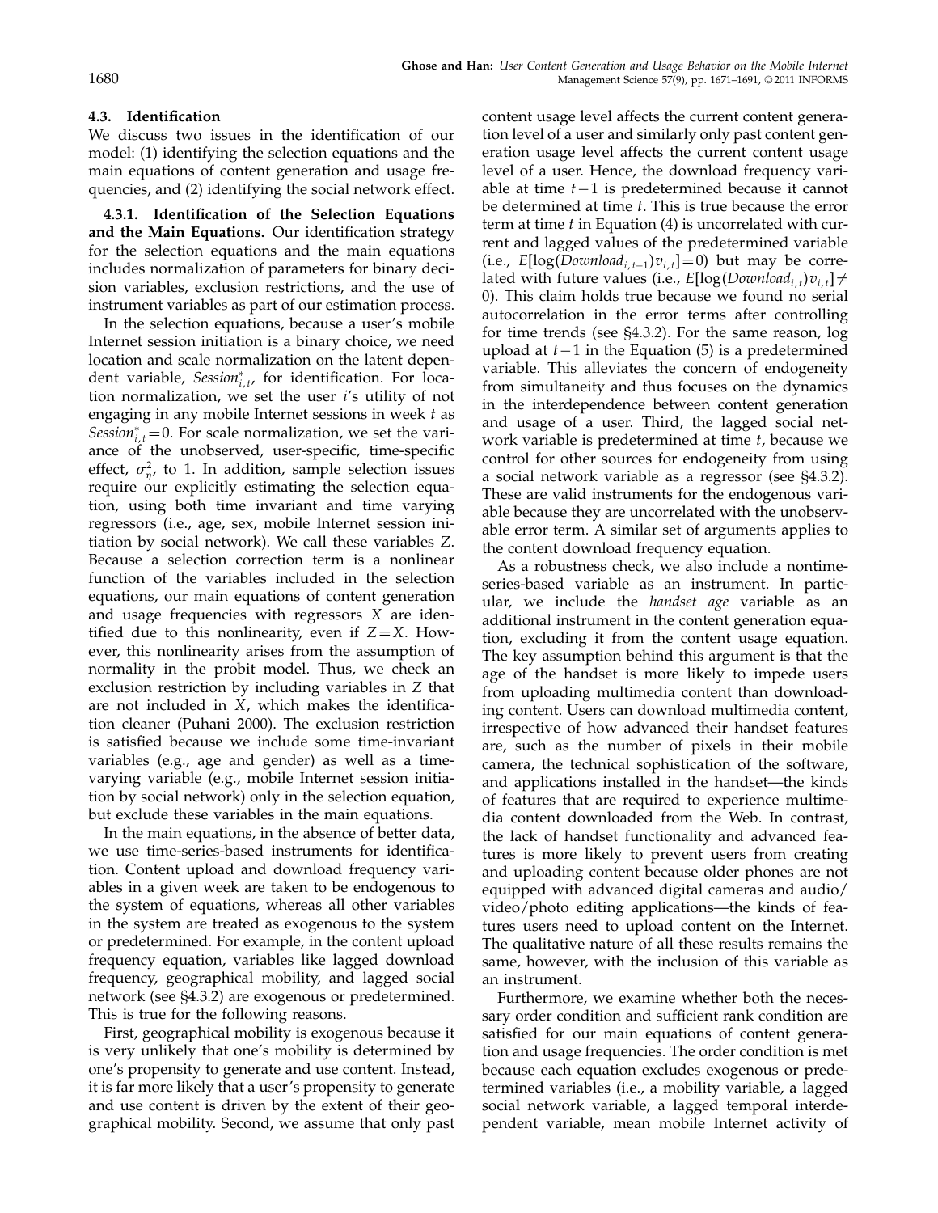### 4.3. Identification

We discuss two issues in the identification of our model: (1) identifying the selection equations and the main equations of content generation and usage frequencies, and (2) identifying the social network effect.

**4.3.1. Identification of the Selection Equations and the Main Equations.** Our identification strategy for the selection equations and the main equations includes normalization of parameters for binary decision variables, exclusion restrictions, and the use of instrument variables as part of our estimation process.

In the selection equations, because a user's mobile Internet session initiation is a binary choice, we need location and scale normalization on the latent dependent variable, $Session^*_{i,t}$, for identification. For location normalization, we set the user $i$'s utility of not engaging in any mobile Internet sessions in week $t$ as $Session^*_{i,t} = 0$. For scale normalization, we set the variance of the unobserved, user-specific, time-specific effect, $\sigma^2_\eta$, to 1. In addition, sample selection issues require our explicitly estimating the selection equation, using both time invariant and time varying regressors (i.e., age, sex, mobile Internet session initiation by social network). We call these variables $Z$. Because a selection correction term is a nonlinear function of the variables included in the selection equations, our main equations of content generation and usage frequencies with regressors $X$ are identified due to this nonlinearity, even if $Z = X$. However, this nonlinearity arises from the assumption of normality in the probit model. Thus, we check an exclusion restriction by including variables in $Z$ that are not included in $X$, which makes the identification cleaner (Puhani 2000). The exclusion restriction is satisfied because we include some time-invariant variables (e.g., age and gender) as well as a time-varying variable (e.g., mobile Internet session initiation by social network) only in the selection equation, but exclude these variables in the main equations.

In the main equations, in the absence of better data, we use time-series-based instruments for identification. Content upload and download frequency variables in a given week are taken to be endogenous to the system of equations, whereas all other variables in the system are treated as exogenous to the system or predetermined. For example, in the content upload frequency equation, variables like lagged download frequency, geographical mobility, and lagged social network (see §4.3.2) are exogenous or predetermined. This is true for the following reasons.

First, geographical mobility is exogenous because it is very unlikely that one's mobility is determined by one's propensity to generate and use content. Instead, it is far more likely that a user's propensity to generate and use content is driven by the extent of their geographical mobility. Second, we assume that only past content usage level affects the current content generation level of a user and similarly only past content generation usage level affects the current content usage level of a user. Hence, the download frequency variable at time $t-1$ is predetermined because it cannot be determined at time $t$. This is true because the error term at time $t$ in Equation (4) is uncorrelated with current and lagged values of the predetermined variable (i.e., $E[\log(Download_{i,t-1})v_{i,t}] = 0$) but may be correlated with future values (i.e., $E[\log(Download_{i,t})v_{i,t}] \neq 0$). This claim holds true because we found no serial autocorrelation in the error terms after controlling for time trends (see §4.3.2). For the same reason, log upload at $t-1$ in the Equation (5) is a predetermined variable. This alleviates the concern of endogeneity from simultaneity and thus focuses on the dynamics in the interdependence between content generation and usage of a user. Third, the lagged social network variable is predetermined at time $t$, because we control for other sources for endogeneity from using a social network variable as a regressor (see §4.3.2). These are valid instruments for the endogenous variable because they are uncorrelated with the unobservable error term. A similar set of arguments applies to the content download frequency equation.

As a robustness check, we also include a nontime-series-based variable as an instrument. In particular, we include the *handset age* variable as an additional instrument in the content generation equation, excluding it from the content usage equation. The key assumption behind this argument is that the age of the handset is more likely to impede users from uploading multimedia content than downloading content. Users can download multimedia content, irrespective of how advanced their handset features are, such as the number of pixels in their mobile camera, the technical sophistication of the software, and applications installed in the handset—the kinds of features that are required to experience multimedia content downloaded from the Web. In contrast, the lack of handset functionality and advanced features is more likely to prevent users from creating and uploading content because older phones are not equipped with advanced digital cameras and audio/video/photo editing applications—the kinds of features users need to upload content on the Internet. The qualitative nature of all these results remains the same, however, with the inclusion of this variable as an instrument.

Furthermore, we examine whether both the necessary order condition and sufficient rank condition are satisfied for our main equations of content generation and usage frequencies. The order condition is met because each equation excludes exogenous or predetermined variables (i.e., a mobility variable, a lagged social network variable, a lagged temporal interdependent variable, mean mobile Internet activity of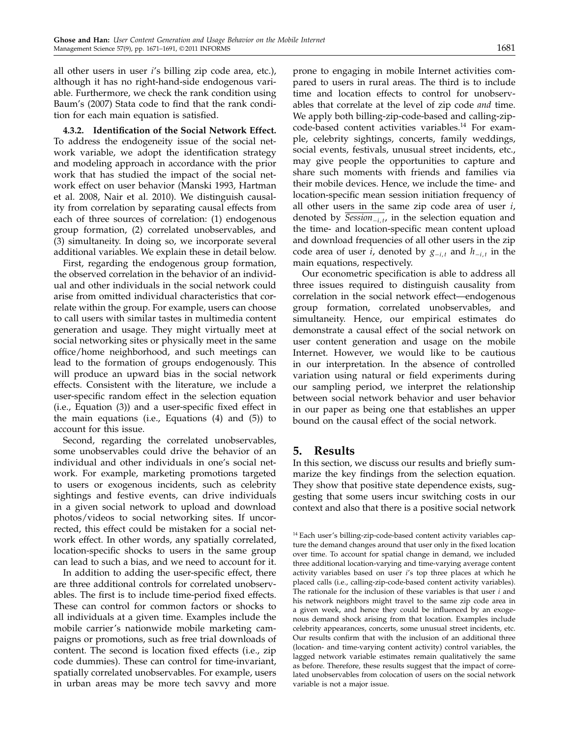all other users in user $i$'s billing zip code area, etc.), although it has no right-hand-side endogenous variable. Furthermore, we check the rank condition using Baum's (2007) Stata code to find that the rank condition for each main equation is satisfied.

**4.3.2. Identification of the Social Network Effect.** To address the endogeneity issue of the social network variable, we adopt the identification strategy and modeling approach in accordance with the prior work that has studied the impact of the social network effect on user behavior (Manski 1993, Hartman et al. 2008, Nair et al. 2010). We distinguish causality from correlation by separating causal effects from each of three sources of correlation: (1) endogenous group formation, (2) correlated unobservables, and (3) simultaneity. In doing so, we incorporate several additional variables. We explain these in detail below.

First, regarding the endogenous group formation, the observed correlation in the behavior of an individual and other individuals in the social network could arise from omitted individual characteristics that correlate within the group. For example, users can choose to call users with similar tastes in multimedia content generation and usage. They might virtually meet at social networking sites or physically meet in the same office/home neighborhood, and such meetings can lead to the formation of groups endogenously. This will produce an upward bias in the social network effects. Consistent with the literature, we include a user-specific random effect in the selection equation (i.e., Equation (3)) and a user-specific fixed effect in the main equations (i.e., Equations (4) and (5)) to account for this issue.

Second, regarding the correlated unobservables, some unobservables could drive the behavior of an individual and other individuals in one's social network. For example, marketing promotions targeted to users or exogenous incidents, such as celebrity sightings and festive events, can drive individuals in a given social network to upload and download photos/videos to social networking sites. If uncorrected, this effect could be mistaken for a social network effect. In other words, any spatially correlated, location-specific shocks to users in the same group can lead to such a bias, and we need to account for it.

In addition to adding the user-specific effect, there are three additional controls for correlated unobservables. The first is to include time-period fixed effects. These can control for common factors or shocks to all individuals at a given time. Examples include the mobile carrier's nationwide mobile marketing campaigns or promotions, such as free trial downloads of content. The second is location fixed effects (i.e., zip code dummies). These can control for time-invariant, spatially correlated unobservables. For example, users in urban areas may be more tech savvy and more prone to engaging in mobile Internet activities compared to users in rural areas. The third is to include time and location effects to control for unobservables that correlate at the level of zip code *and* time. We apply both billing-zip-code-based and calling-zip-code-based content activities variables.[14] For example, celebrity sightings, concerts, family weddings, social events, festivals, unusual street incidents, etc., may give people the opportunities to capture and share such moments with friends and families via their mobile devices. Hence, we include the time- and location-specific mean session initiation frequency of all other users in the same zip code area of user $i$, denoted by $\overline{Session_{-i,t}}$, in the selection equation and the time- and location-specific mean content upload and download frequencies of all other users in the zip code area of user $i$, denoted by $g_{-i,t}$ and $h_{-i,t}$ in the main equations, respectively.

Our econometric specification is able to address all three issues required to distinguish causality from correlation in the social network effect—endogenous group formation, correlated unobservables, and simultaneity. Hence, our empirical estimates do demonstrate a causal effect of the social network on user content generation and usage on the mobile Internet. However, we would like to be cautious in our interpretation. In the absence of controlled variation using natural or field experiments during our sampling period, we interpret the relationship between social network behavior and user behavior in our paper as being one that establishes an upper bound on the causal effect of the social network.

## 5. Results

In this section, we discuss our results and briefly summarize the key findings from the selection equation. They show that positive state dependence exists, suggesting that some users incur switching costs in our context and also that there is a positive social network

[14] Each user's billing-zip-code-based content activity variables capture the demand changes around that user only in the fixed location over time. To account for spatial change in demand, we included three additional location-varying and time-varying average content activity variables based on user $i$'s top three places at which he placed calls (i.e., calling-zip-code-based content activity variables). The rationale for the inclusion of these variables is that user $i$ and his network neighbors might travel to the same zip code area in a given week, and hence they could be influenced by an exogenous demand shock arising from that location. Examples include celebrity appearances, concerts, some unusual street incidents, etc. Our results confirm that with the inclusion of an additional three (location- and time-varying content activity) control variables, the lagged network variable estimates remain qualitatively the same as before. Therefore, these results suggest that the impact of correlated unobservables from colocation of users on the social network variable is not a major issue.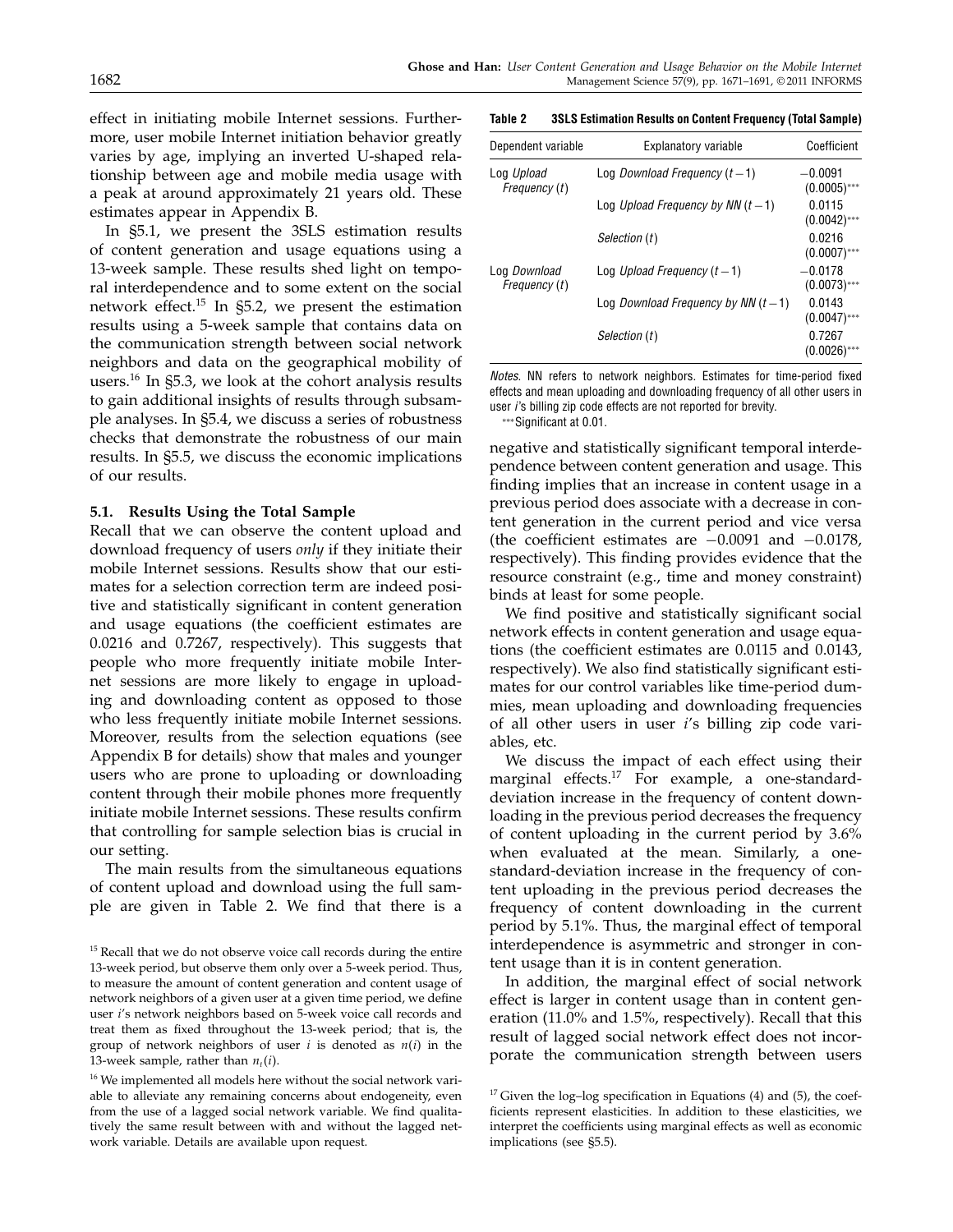effect in initiating mobile Internet sessions. Furthermore, user mobile Internet initiation behavior greatly varies by age, implying an inverted U-shaped relationship between age and mobile media usage with a peak at around approximately 21 years old. These estimates appear in Appendix B.

In §5.1, we present the 3SLS estimation results of content generation and usage equations using a 13-week sample. These results shed light on temporal interdependence and to some extent on the social network effect.[15] In §5.2, we present the estimation results using a 5-week sample that contains data on the communication strength between social network neighbors and data on the geographical mobility of users.[16] In §5.3, we look at the cohort analysis results to gain additional insights of results through subsample analyses. In §5.4, we discuss a series of robustness checks that demonstrate the robustness of our main results. In §5.5, we discuss the economic implications of our results.

### 5.1. Results Using the Total Sample

Recall that we can observe the content upload and download frequency of users *only* if they initiate their mobile Internet sessions. Results show that our estimates for a selection correction term are indeed positive and statistically significant in content generation and usage equations (the coefficient estimates are 0.0216 and 0.7267, respectively). This suggests that people who more frequently initiate mobile Internet sessions are more likely to engage in uploading and downloading content as opposed to those who less frequently initiate mobile Internet sessions. Moreover, results from the selection equations (see Appendix B for details) show that males and younger users who are prone to uploading or downloading content through their mobile phones more frequently initiate mobile Internet sessions. These results confirm that controlling for sample selection bias is crucial in our setting.

The main results from the simultaneous equations of content upload and download using the full sample are given in Table 2. We find that there is a negative and statistically significant temporal interdependence between content generation and usage. This finding implies that an increase in content usage in a previous period does associate with a decrease in content generation in the current period and vice versa (the coefficient estimates are −0.0091 and −0.0178, respectively). This finding provides evidence that the resource constraint (e.g., time and money constraint) binds at least for some people.

**Table 2 3SLS Estimation Results on Content Frequency (Total Sample)**

| Dependent variable | Explanatory variable | Coefficient |
|---|---|---|
| Log *Upload Frequency* (*t*) | Log *Download Frequency* ($t-1$) | −0.0091 (0.0005)*** |
| | Log *Upload Frequency by NN* ($t-1$) | 0.0115 (0.0042)*** |
| | *Selection* (*t*) | 0.0216 (0.0007)*** |
| Log *Download Frequency* (*t*) | Log *Upload Frequency* ($t-1$) | −0.0178 (0.0073)*** |
| | Log *Download Frequency by NN* ($t-1$) | 0.0143 (0.0047)*** |
| | *Selection* (*t*) | 0.7267 (0.0026)*** |

*Notes.* NN refers to network neighbors. Estimates for time-period fixed effects and mean uploading and downloading frequency of all other users in user *i*'s billing zip code effects are not reported for brevity.
***Significant at 0.01.

We find positive and statistically significant social network effects in content generation and usage equations (the coefficient estimates are 0.0115 and 0.0143, respectively). We also find statistically significant estimates for our control variables like time-period dummies, mean uploading and downloading frequencies of all other users in user *i*'s billing zip code variables, etc.

We discuss the impact of each effect using their marginal effects.[17] For example, a one-standard-deviation increase in the frequency of content downloading in the previous period decreases the frequency of content uploading in the current period by 3.6% when evaluated at the mean. Similarly, a one-standard-deviation increase in the frequency of content uploading in the previous period decreases the frequency of content downloading in the current period by 5.1%. Thus, the marginal effect of temporal interdependence is asymmetric and stronger in content usage than it is in content generation.

In addition, the marginal effect of social network effect is larger in content usage than in content generation (11.0% and 1.5%, respectively). Recall that this result of lagged social network effect does not incorporate the communication strength between users

[15] Recall that we do not observe voice call records during the entire 13-week period, but observe them only over a 5-week period. Thus, to measure the amount of content generation and content usage of network neighbors of a given user at a given time period, we define user *i*'s network neighbors based on 5-week voice call records and treat them as fixed throughout the 13-week period; that is, the group of network neighbors of user *i* is denoted as $n(i)$ in the 13-week sample, rather than $n_t(i)$.

[16] We implemented all models here without the social network variable to alleviate any remaining concerns about endogeneity, even from the use of a lagged social network variable. We find qualitatively the same result between with and without the lagged network variable. Details are available upon request.

[17] Given the log–log specification in Equations (4) and (5), the coefficients represent elasticities. In addition to these elasticities, we interpret the coefficients using marginal effects as well as economic implications (see §5.5).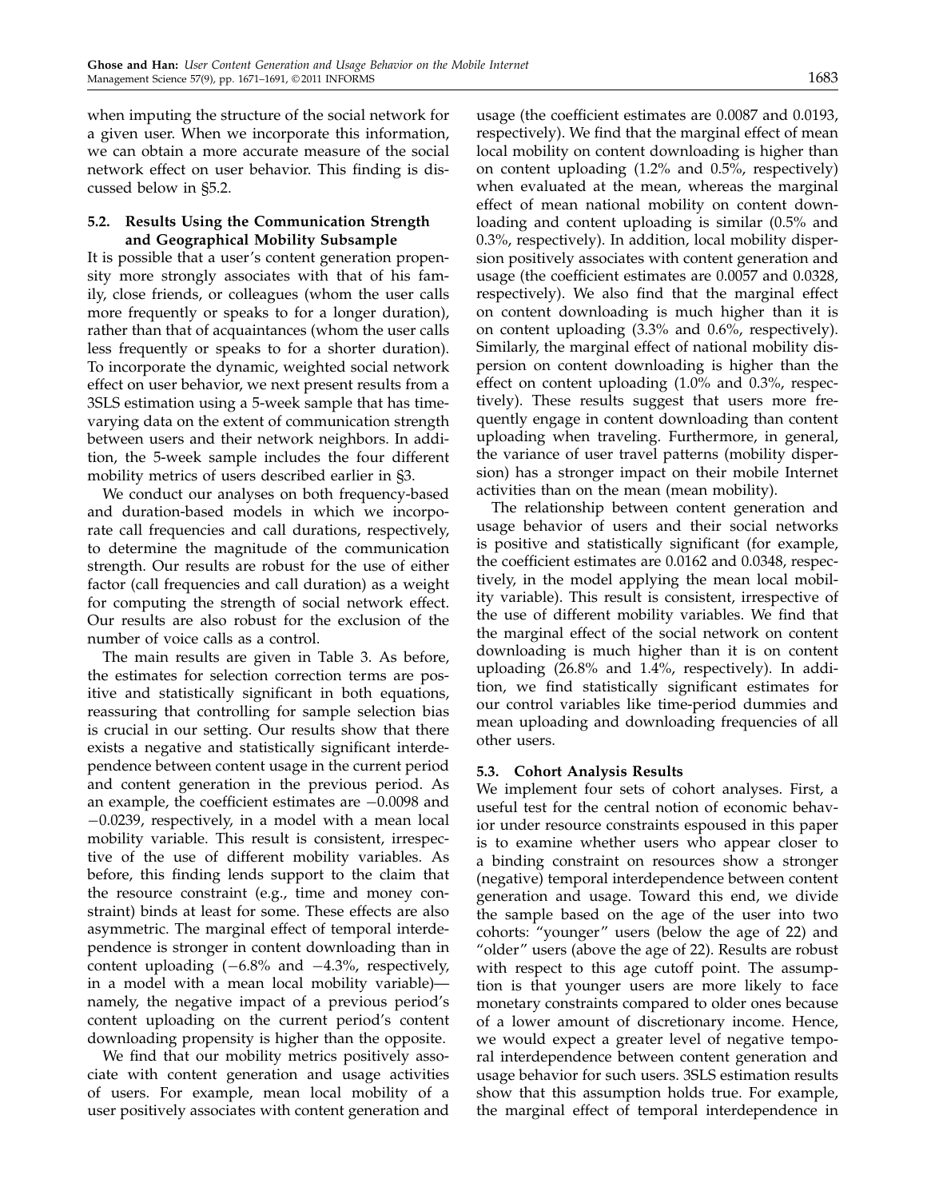when imputing the structure of the social network for a given user. When we incorporate this information, we can obtain a more accurate measure of the social network effect on user behavior. This finding is discussed below in §5.2.

### 5.2. Results Using the Communication Strength and Geographical Mobility Subsample

It is possible that a user's content generation propensity more strongly associates with that of his family, close friends, or colleagues (whom the user calls more frequently or speaks to for a longer duration), rather than that of acquaintances (whom the user calls less frequently or speaks to for a shorter duration). To incorporate the dynamic, weighted social network effect on user behavior, we next present results from a 3SLS estimation using a 5-week sample that has time-varying data on the extent of communication strength between users and their network neighbors. In addition, the 5-week sample includes the four different mobility metrics of users described earlier in §3.

We conduct our analyses on both frequency-based and duration-based models in which we incorporate call frequencies and call durations, respectively, to determine the magnitude of the communication strength. Our results are robust for the use of either factor (call frequencies and call duration) as a weight for computing the strength of social network effect. Our results are also robust for the exclusion of the number of voice calls as a control.

The main results are given in Table 3. As before, the estimates for selection correction terms are positive and statistically significant in both equations, reassuring that controlling for sample selection bias is crucial in our setting. Our results show that there exists a negative and statistically significant interdependence between content usage in the current period and content generation in the previous period. As an example, the coefficient estimates are −0.0098 and −0.0239, respectively, in a model with a mean local mobility variable. This result is consistent, irrespective of the use of different mobility variables. As before, this finding lends support to the claim that the resource constraint (e.g., time and money constraint) binds at least for some. These effects are also asymmetric. The marginal effect of temporal interdependence is stronger in content downloading than in content uploading (−6.8% and −4.3%, respectively, in a model with a mean local mobility variable)—namely, the negative impact of a previous period's content uploading on the current period's content downloading propensity is higher than the opposite.

We find that our mobility metrics positively associate with content generation and usage activities of users. For example, mean local mobility of a user positively associates with content generation and usage (the coefficient estimates are 0.0087 and 0.0193, respectively). We find that the marginal effect of mean local mobility on content downloading is higher than on content uploading (1.2% and 0.5%, respectively) when evaluated at the mean, whereas the marginal effect of mean national mobility on content downloading and content uploading is similar (0.5% and 0.3%, respectively). In addition, local mobility dispersion positively associates with content generation and usage (the coefficient estimates are 0.0057 and 0.0328, respectively). We also find that the marginal effect on content downloading is much higher than it is on content uploading (3.3% and 0.6%, respectively). Similarly, the marginal effect of national mobility dispersion on content downloading is higher than the effect on content uploading (1.0% and 0.3%, respectively). These results suggest that users more frequently engage in content downloading than content uploading when traveling. Furthermore, in general, the variance of user travel patterns (mobility dispersion) has a stronger impact on their mobile Internet activities than on the mean (mean mobility).

The relationship between content generation and usage behavior of users and their social networks is positive and statistically significant (for example, the coefficient estimates are 0.0162 and 0.0348, respectively, in the model applying the mean local mobility variable). This result is consistent, irrespective of the use of different mobility variables. We find that the marginal effect of the social network on content downloading is much higher than it is on content uploading (26.8% and 1.4%, respectively). In addition, we find statistically significant estimates for our control variables like time-period dummies and mean uploading and downloading frequencies of all other users.

### 5.3. Cohort Analysis Results

We implement four sets of cohort analyses. First, a useful test for the central notion of economic behavior under resource constraints espoused in this paper is to examine whether users who appear closer to a binding constraint on resources show a stronger (negative) temporal interdependence between content generation and usage. Toward this end, we divide the sample based on the age of the user into two cohorts: "younger" users (below the age of 22) and "older" users (above the age of 22). Results are robust with respect to this age cutoff point. The assumption is that younger users are more likely to face monetary constraints compared to older ones because of a lower amount of discretionary income. Hence, we would expect a greater level of negative temporal interdependence between content generation and usage behavior for such users. 3SLS estimation results show that this assumption holds true. For example, the marginal effect of temporal interdependence in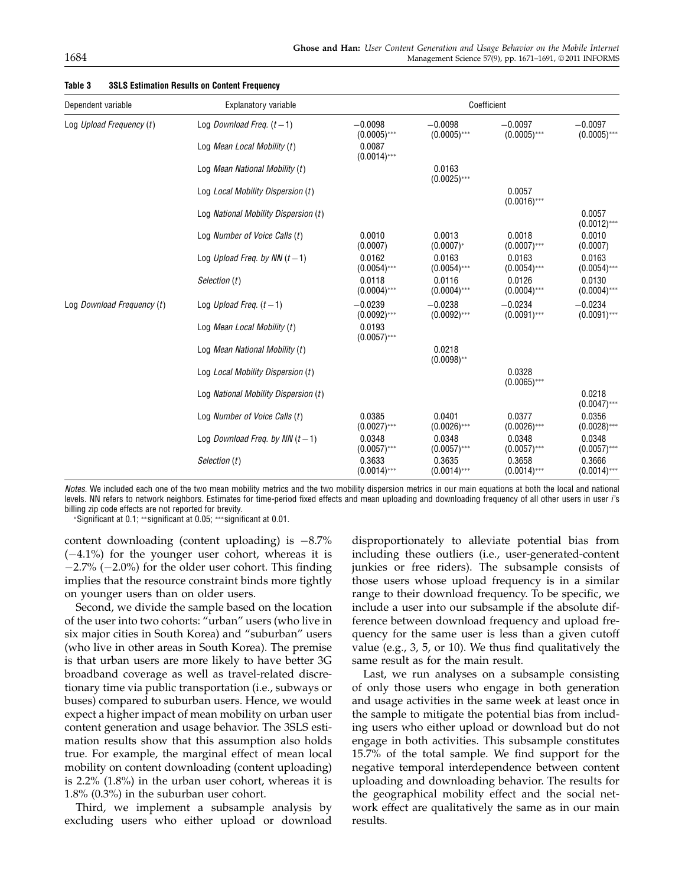**Table 3 3SLS Estimation Results on Content Frequency**

| Dependent variable | Explanatory variable | Coefficient | | | |
|---|---|---|---|---|---|
| Log *Upload Frequency* ($t$) | Log *Download Freq.* ($t-1$) | −0.0098 (0.0005)*** | −0.0098 (0.0005)*** | −0.0097 (0.0005)*** | −0.0097 (0.0005)*** |
| | Log *Mean Local Mobility* ($t$) | 0.0087 (0.0014)*** | | | |
| | Log *Mean National Mobility* ($t$) | | 0.0163 (0.0025)*** | | |
| | Log *Local Mobility Dispersion* ($t$) | | | 0.0057 (0.0016)*** | |
| | Log *National Mobility Dispersion* ($t$) | | | | 0.0057 (0.0012)*** |
| | Log *Number of Voice Calls* ($t$) | 0.0010 (0.0007) | 0.0013 (0.0007)* | 0.0018 (0.0007)*** | 0.0010 (0.0007) |
| | Log *Upload Freq. by NN* ($t-1$) | 0.0162 (0.0054)*** | 0.0163 (0.0054)*** | 0.0163 (0.0054)*** | 0.0163 (0.0054)*** |
| | *Selection* ($t$) | 0.0118 (0.0004)*** | 0.0116 (0.0004)*** | 0.0126 (0.0004)*** | 0.0130 (0.0004)*** |
| Log *Download Frequency* ($t$) | Log *Upload Freq.* ($t-1$) | −0.0239 (0.0092)*** | −0.0238 (0.0092)*** | −0.0234 (0.0091)*** | −0.0234 (0.0091)*** |
| | Log *Mean Local Mobility* ($t$) | 0.0193 (0.0057)*** | | | |
| | Log *Mean National Mobility* ($t$) | | 0.0218 (0.0098)** | | |
| | Log *Local Mobility Dispersion* ($t$) | | | 0.0328 (0.0065)*** | |
| | Log *National Mobility Dispersion* ($t$) | | | | 0.0218 (0.0047)*** |
| | Log *Number of Voice Calls* ($t$) | 0.0385 (0.0027)*** | 0.0401 (0.0026)*** | 0.0377 (0.0026)*** | 0.0356 (0.0028)*** |
| | Log *Download Freq. by NN* ($t-1$) | 0.0348 (0.0057)*** | 0.0348 (0.0057)*** | 0.0348 (0.0057)*** | 0.0348 (0.0057)*** |
| | *Selection* ($t$) | 0.3633 (0.0014)*** | 0.3635 (0.0014)*** | 0.3658 (0.0014)*** | 0.3666 (0.0014)*** |

*Notes.* We included each one of the two mean mobility metrics and the two mobility dispersion metrics in our main equations at both the local and national levels. NN refers to network neighbors. Estimates for time-period fixed effects and mean uploading and downloading frequency of all other users in user $i$'s billing zip code effects are not reported for brevity.

*Significant at 0.1; **significant at 0.05; ***significant at 0.01.

content downloading (content uploading) is −8.7% (−4.1%) for the younger user cohort, whereas it is −2.7% (−2.0%) for the older user cohort. This finding implies that the resource constraint binds more tightly on younger users than on older users.

Second, we divide the sample based on the location of the user into two cohorts: "urban" users (who live in six major cities in South Korea) and "suburban" users (who live in other areas in South Korea). The premise is that urban users are more likely to have better 3G broadband coverage as well as travel-related discretionary time via public transportation (i.e., subways or buses) compared to suburban users. Hence, we would expect a higher impact of mean mobility on urban user content generation and usage behavior. The 3SLS estimation results show that this assumption also holds true. For example, the marginal effect of mean local mobility on content downloading (content uploading) is 2.2% (1.8%) in the urban user cohort, whereas it is 1.8% (0.3%) in the suburban user cohort.

Third, we implement a subsample analysis by excluding users who either upload or download disproportionately to alleviate potential bias from including these outliers (i.e., user-generated-content junkies or free riders). The subsample consists of those users whose upload frequency is in a similar range to their download frequency. To be specific, we include a user into our subsample if the absolute difference between download frequency and upload frequency for the same user is less than a given cutoff value (e.g., 3, 5, or 10). We thus find qualitatively the same result as for the main result.

Last, we run analyses on a subsample consisting of only those users who engage in both generation and usage activities in the same week at least once in the sample to mitigate the potential bias from including users who either upload or download but do not engage in both activities. This subsample constitutes 15.7% of the total sample. We find support for the negative temporal interdependence between content uploading and downloading behavior. The results for the geographical mobility effect and the social network effect are qualitatively the same as in our main results.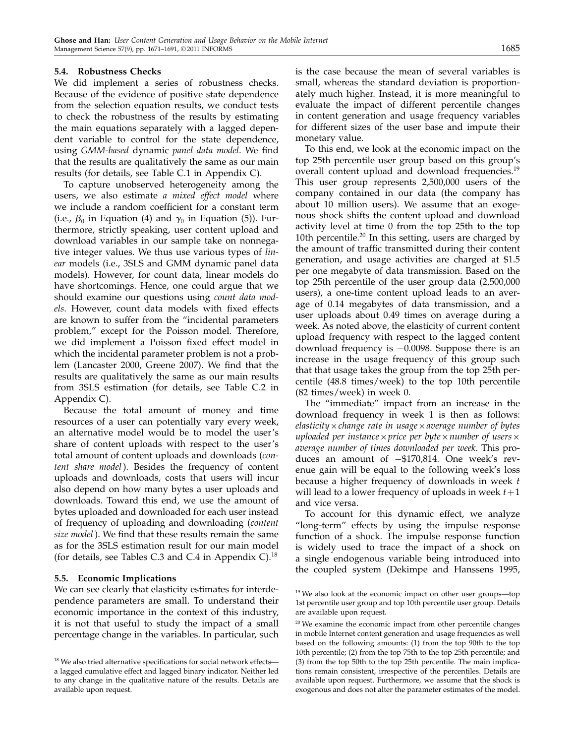### 5.4. Robustness Checks

We did implement a series of robustness checks. Because of the evidence of positive state dependence from the selection equation results, we conduct tests to check the robustness of the results by estimating the main equations separately with a lagged dependent variable to control for the state dependence, using *GMM-based* dynamic *panel data model*. We find that the results are qualitatively the same as our main results (for details, see Table C.1 in Appendix C).

To capture unobserved heterogeneity among the users, we also estimate *a mixed effect model* where we include a random coefficient for a constant term (i.e., $\beta_0$ in Equation (4) and $\gamma_0$ in Equation (5)). Furthermore, strictly speaking, user content upload and download variables in our sample take on nonnegative integer values. We thus use various types of *linear* models (i.e., 3SLS and GMM dynamic panel data models). However, for count data, linear models do have shortcomings. Hence, one could argue that we should examine our questions using *count data models*. However, count data models with fixed effects are known to suffer from the "incidental parameters problem," except for the Poisson model. Therefore, we did implement a Poisson fixed effect model in which the incidental parameter problem is not a problem (Lancaster 2000, Greene 2007). We find that the results are qualitatively the same as our main results from 3SLS estimation (for details, see Table C.2 in Appendix C).

Because the total amount of money and time resources of a user can potentially vary every week, an alternative model would be to model the user's share of content uploads with respect to the user's total amount of content uploads and downloads (*content share model*). Besides the frequency of content uploads and downloads, costs that users will incur also depend on how many bytes a user uploads and downloads. Toward this end, we use the amount of bytes uploaded and downloaded for each user instead of frequency of uploading and downloading (*content size model*). We find that these results remain the same as for the 3SLS estimation result for our main model (for details, see Tables C.3 and C.4 in Appendix C).[18]

### 5.5. Economic Implications

We can see clearly that elasticity estimates for interdependence parameters are small. To understand their economic importance in the context of this industry, it is not that useful to study the impact of a small percentage change in the variables. In particular, such is the case because the mean of several variables is small, whereas the standard deviation is proportionately much higher. Instead, it is more meaningful to evaluate the impact of different percentile changes in content generation and usage frequency variables for different sizes of the user base and impute their monetary value.

To this end, we look at the economic impact on the top 25th percentile user group based on this group's overall content upload and download frequencies.[19] This user group represents 2,500,000 users of the company contained in our data (the company has about 10 million users). We assume that an exogenous shock shifts the content upload and download activity level at time 0 from the top 25th to the top 10th percentile.[20] In this setting, users are charged by the amount of traffic transmitted during their content generation, and usage activities are charged at \$1.5 per one megabyte of data transmission. Based on the top 25th percentile of the user group data (2,500,000 users), a one-time content upload leads to an average of 0.14 megabytes of data transmission, and a user uploads about 0.49 times on average during a week. As noted above, the elasticity of current content upload frequency with respect to the lagged content download frequency is $-0.0098$. Suppose there is an increase in the usage frequency of this group such that that usage takes the group from the top 25th percentile (48.8 times/week) to the top 10th percentile (82 times/week) in week 0.

The "immediate" impact from an increase in the download frequency in week 1 is then as follows: *elasticity* $\times$ *change rate in usage* $\times$ *average number of bytes uploaded per instance* $\times$ *price per byte* $\times$ *number of users* $\times$ *average number of times downloaded per week*. This produces an amount of $-$\$170,814. One week's revenue gain will be equal to the following week's loss because a higher frequency of downloads in week $t$ will lead to a lower frequency of uploads in week $t+1$ and vice versa.

To account for this dynamic effect, we analyze "long-term" effects by using the impulse response function of a shock. The impulse response function is widely used to trace the impact of a shock on a single endogenous variable being introduced into the coupled system (Dekimpe and Hanssens 1995,

---

[18] We also tried alternative specifications for social network effects—a lagged cumulative effect and lagged binary indicator. Neither led to any change in the qualitative nature of the results. Details are available upon request.

[19] We also look at the economic impact on other user groups—top 1st percentile user group and top 10th percentile user group. Details are available upon request.

[20] We examine the economic impact from other percentile changes in mobile Internet content generation and usage frequencies as well based on the following amounts: (1) from the top 90th to the top 10th percentile; (2) from the top 75th to the top 25th percentile; and (3) from the top 50th to the top 25th percentile. The main implications remain consistent, irrespective of the percentiles. Details are available upon request. Furthermore, we assume that the shock is exogenous and does not alter the parameter estimates of the model.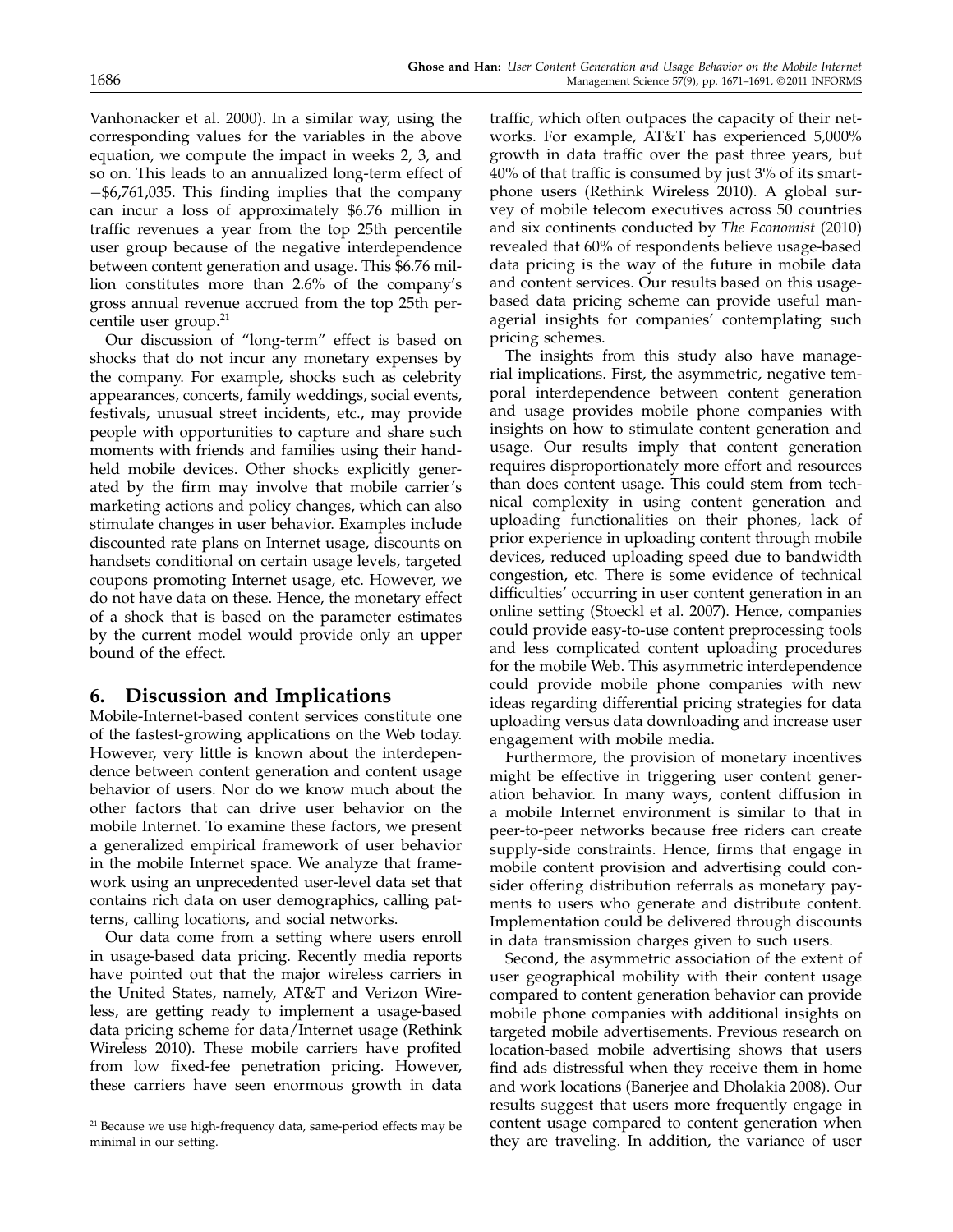Vanhonacker et al. 2000). In a similar way, using the corresponding values for the variables in the above equation, we compute the impact in weeks 2, 3, and so on. This leads to an annualized long-term effect of −$6,761,035. This finding implies that the company can incur a loss of approximately $6.76 million in traffic revenues a year from the top 25th percentile user group because of the negative interdependence between content generation and usage. This $6.76 million constitutes more than 2.6% of the company's gross annual revenue accrued from the top 25th percentile user group.[21]

Our discussion of "long-term" effect is based on shocks that do not incur any monetary expenses by the company. For example, shocks such as celebrity appearances, concerts, family weddings, social events, festivals, unusual street incidents, etc., may provide people with opportunities to capture and share such moments with friends and families using their handheld mobile devices. Other shocks explicitly generated by the firm may involve that mobile carrier's marketing actions and policy changes, which can also stimulate changes in user behavior. Examples include discounted rate plans on Internet usage, discounts on handsets conditional on certain usage levels, targeted coupons promoting Internet usage, etc. However, we do not have data on these. Hence, the monetary effect of a shock that is based on the parameter estimates by the current model would provide only an upper bound of the effect.

## 6. Discussion and Implications

Mobile-Internet-based content services constitute one of the fastest-growing applications on the Web today. However, very little is known about the interdependence between content generation and content usage behavior of users. Nor do we know much about the other factors that can drive user behavior on the mobile Internet. To examine these factors, we present a generalized empirical framework of user behavior in the mobile Internet space. We analyze that framework using an unprecedented user-level data set that contains rich data on user demographics, calling patterns, calling locations, and social networks.

Our data come from a setting where users enroll in usage-based data pricing. Recently media reports have pointed out that the major wireless carriers in the United States, namely, AT&T and Verizon Wireless, are getting ready to implement a usage-based data pricing scheme for data/Internet usage (Rethink Wireless 2010). These mobile carriers have profited from low fixed-fee penetration pricing. However, these carriers have seen enormous growth in data traffic, which often outpaces the capacity of their networks. For example, AT&T has experienced 5,000% growth in data traffic over the past three years, but 40% of that traffic is consumed by just 3% of its smartphone users (Rethink Wireless 2010). A global survey of mobile telecom executives across 50 countries and six continents conducted by *The Economist* (2010) revealed that 60% of respondents believe usage-based data pricing is the way of the future in mobile data and content services. Our results based on this usage-based data pricing scheme can provide useful managerial insights for companies' contemplating such pricing schemes.

The insights from this study also have managerial implications. First, the asymmetric, negative temporal interdependence between content generation and usage provides mobile phone companies with insights on how to stimulate content generation and usage. Our results imply that content generation requires disproportionately more effort and resources than does content usage. This could stem from technical complexity in using content generation and uploading functionalities on their phones, lack of prior experience in uploading content through mobile devices, reduced uploading speed due to bandwidth congestion, etc. There is some evidence of technical difficulties' occurring in user content generation in an online setting (Stoeckl et al. 2007). Hence, companies could provide easy-to-use content preprocessing tools and less complicated content uploading procedures for the mobile Web. This asymmetric interdependence could provide mobile phone companies with new ideas regarding differential pricing strategies for data uploading versus data downloading and increase user engagement with mobile media.

Furthermore, the provision of monetary incentives might be effective in triggering user content generation behavior. In many ways, content diffusion in a mobile Internet environment is similar to that in peer-to-peer networks because free riders can create supply-side constraints. Hence, firms that engage in mobile content provision and advertising could consider offering distribution referrals as monetary payments to users who generate and distribute content. Implementation could be delivered through discounts in data transmission charges given to such users.

Second, the asymmetric association of the extent of user geographical mobility with their content usage compared to content generation behavior can provide mobile phone companies with additional insights on targeted mobile advertisements. Previous research on location-based mobile advertising shows that users find ads distressful when they receive them in home and work locations (Banerjee and Dholakia 2008). Our results suggest that users more frequently engage in content usage compared to content generation when they are traveling. In addition, the variance of user

[21] Because we use high-frequency data, same-period effects may be minimal in our setting.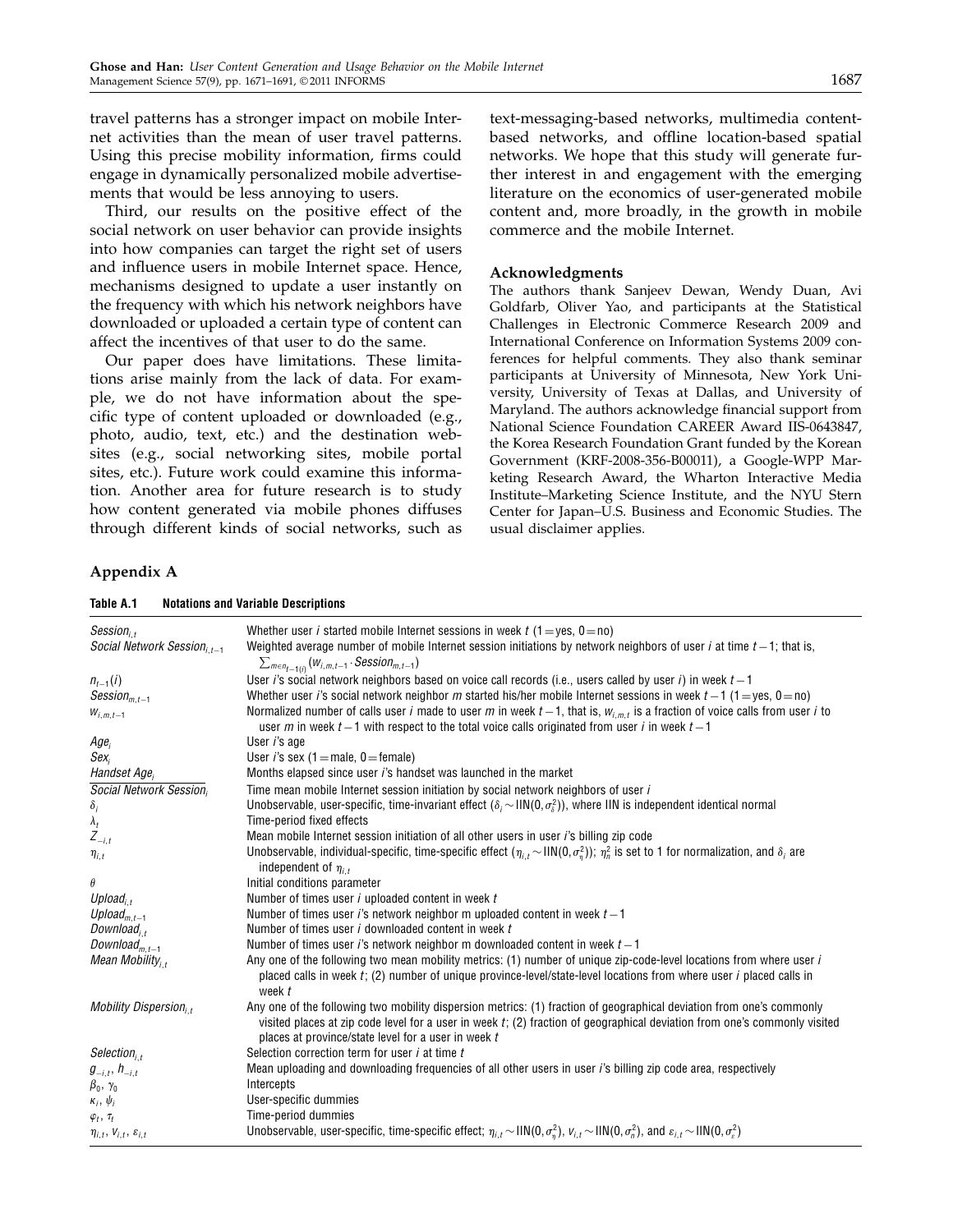travel patterns has a stronger impact on mobile Internet activities than the mean of user travel patterns. Using this precise mobility information, firms could engage in dynamically personalized mobile advertisements that would be less annoying to users.

Third, our results on the positive effect of the social network on user behavior can provide insights into how companies can target the right set of users and influence users in mobile Internet space. Hence, mechanisms designed to update a user instantly on the frequency with which his network neighbors have downloaded or uploaded a certain type of content can affect the incentives of that user to do the same.

Our paper does have limitations. These limitations arise mainly from the lack of data. For example, we do not have information about the specific type of content uploaded or downloaded (e.g., photo, audio, text, etc.) and the destination websites (e.g., social networking sites, mobile portal sites, etc.). Future work could examine this information. Another area for future research is to study how content generated via mobile phones diffuses through different kinds of social networks, such as text-messaging-based networks, multimedia content-based networks, and offline location-based spatial networks. We hope that this study will generate further interest in and engagement with the emerging literature on the economics of user-generated mobile content and, more broadly, in the growth in mobile commerce and the mobile Internet.

## Acknowledgments

The authors thank Sanjeev Dewan, Wendy Duan, Avi Goldfarb, Oliver Yao, and participants at the Statistical Challenges in Electronic Commerce Research 2009 and International Conference on Information Systems 2009 conferences for helpful comments. They also thank seminar participants at University of Minnesota, New York University, University of Texas at Dallas, and University of Maryland. The authors acknowledge financial support from National Science Foundation CAREER Award IIS-0643847, the Korea Research Foundation Grant funded by the Korean Government (KRF-2008-356-B00011), a Google-WPP Marketing Research Award, the Wharton Interactive Media Institute–Marketing Science Institute, and the NYU Stern Center for Japan–U.S. Business and Economic Studies. The usual disclaimer applies.

## Appendix A

**Table A.1 Notations and Variable Descriptions**

| | |
|---|---|
| $Session_{i,t}$ | Whether user $i$ started mobile Internet sessions in week $t$ (1 = yes, 0 = no) |
| $Social\ Network\ Session_{i,t-1}$ | Weighted average number of mobile Internet session initiations by network neighbors of user $i$ at time $t-1$; that is, $\sum_{m\in n_{t-1}(i)}(w_{i,m,t-1}\cdot Session_{m,t-1})$ |
| $n_{t-1}(i)$ | User $i$'s social network neighbors based on voice call records (i.e., users called by user $i$) in week $t-1$ |
| $Session_{m,t-1}$ | Whether user $i$'s social network neighbor $m$ started his/her mobile Internet sessions in week $t-1$ (1 = yes, 0 = no) |
| $w_{i,m,t-1}$ | Normalized number of calls user $i$ made to user $m$ in week $t-1$, that is, $w_{i,m,t}$ is a fraction of voice calls from user $i$ to user $m$ in week $t-1$ with respect to the total voice calls originated from user $i$ in week $t-1$ |
| $Age_i$ | User $i$'s age |
| $Sex_i$ | User $i$'s sex (1 = male, 0 = female) |
| $Handset\ Age_i$ | Months elapsed since user $i$'s handset was launched in the market |
| $\overline{Social\ Network\ Session_i}$ | Time mean mobile Internet session initiation by social network neighbors of user $i$ |
| $\delta_i$ | Unobservable, user-specific, time-invariant effect ($\delta_i \sim \text{IIN}(0, \sigma_\delta^2)$), where IIN is independent identical normal |
| $\lambda_t$ | Time-period fixed effects |
| $Z_{-i,t}$ | Mean mobile Internet session initiation of all other users in user $i$'s billing zip code |
| $\eta_{i,t}$ | Unobservable, individual-specific, time-specific effect ($\eta_{i,t} \sim \text{IIN}(0, \sigma_\eta^2)$); $\eta_n^2$ is set to 1 for normalization, and $\delta_i$ are independent of $\eta_{i,t}$ |
| $\theta$ | Initial conditions parameter |
| $Upload_{i,t}$ | Number of times user $i$ uploaded content in week $t$ |
| $Upload_{m,t-1}$ | Number of times user $i$'s network neighbor m uploaded content in week $t-1$ |
| $Download_{i,t}$ | Number of times user $i$ downloaded content in week $t$ |
| $Download_{m,t-1}$ | Number of times user $i$'s network neighbor m downloaded content in week $t-1$ |
| $Mean\ Mobility_{i,t}$ | Any one of the following two mean mobility metrics: (1) number of unique zip-code-level locations from where user $i$ placed calls in week $t$; (2) number of unique province-level/state-level locations from where user $i$ placed calls in week $t$ |
| $Mobility\ Dispersion_{i,t}$ | Any one of the following two mobility dispersion metrics: (1) fraction of geographical deviation from one's commonly visited places at zip code level for a user in week $t$; (2) fraction of geographical deviation from one's commonly visited places at province/state level for a user in week $t$ |
| $Selection_{i,t}$ | Selection correction term for user $i$ at time $t$ |
| $g_{-i,t}$, $h_{-i,t}$ | Mean uploading and downloading frequencies of all other users in user $i$'s billing zip code area, respectively |
| $\beta_0$, $\gamma_0$ | Intercepts |
| $\kappa_i$, $\psi_i$ | User-specific dummies |
| $\varphi_t$, $\tau_t$ | Time-period dummies |
| $\eta_{i,t}$, $v_{i,t}$, $\varepsilon_{i,t}$ | Unobservable, user-specific, time-specific effect; $\eta_{i,t} \sim \text{IIN}(0, \sigma_\eta^2)$, $v_{i,t} \sim \text{IIN}(0, \sigma_\eta^2)$, and $\varepsilon_{i,t} \sim \text{IIN}(0, \sigma_\varepsilon^2)$ |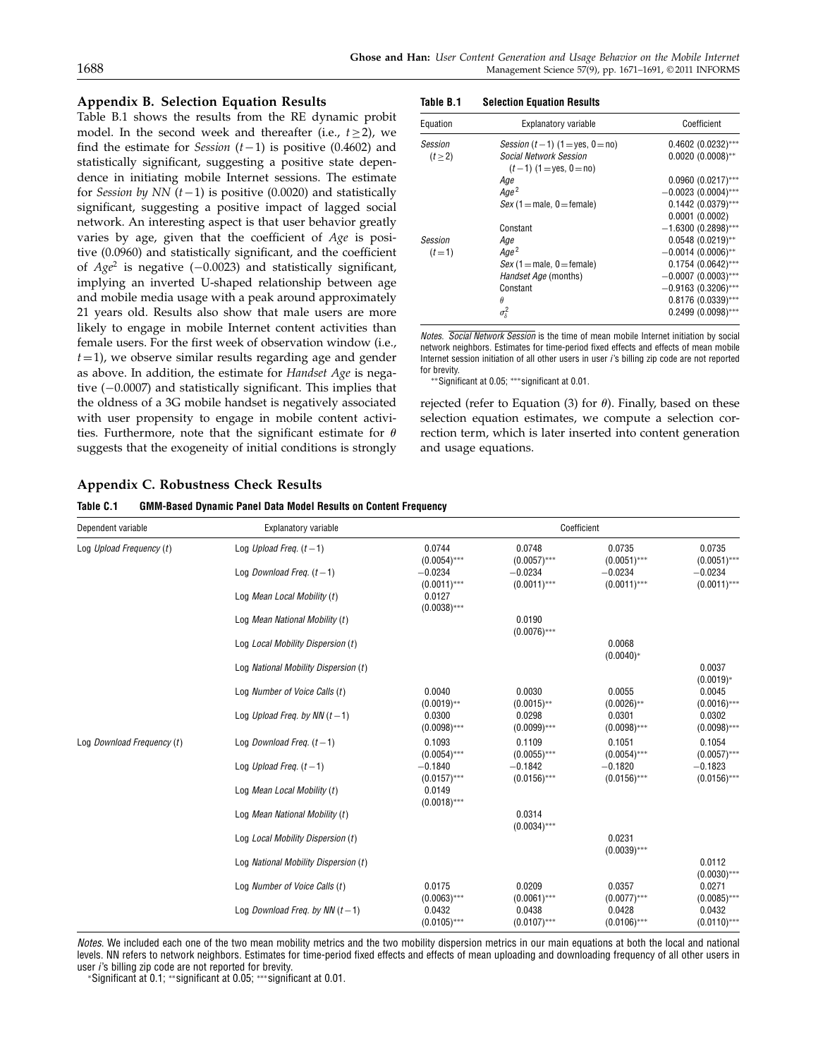## Appendix B. Selection Equation Results

Table B.1 shows the results from the RE dynamic probit model. In the second week and thereafter (i.e., $t \geq 2$), we find the estimate for *Session* $(t-1)$ is positive (0.4602) and statistically significant, suggesting a positive state dependence in initiating mobile Internet sessions. The estimate for *Session by NN* $(t-1)$ is positive (0.0020) and statistically significant, suggesting a positive impact of lagged social network. An interesting aspect is that user behavior greatly varies by age, given that the coefficient of *Age* is positive (0.0960) and statistically significant, and the coefficient of $Age^2$ is negative (−0.0023) and statistically significant, implying an inverted U-shaped relationship between age and mobile media usage with a peak around approximately 21 years old. Results also show that male users are more likely to engage in mobile Internet content activities than female users. For the first week of observation window (i.e., $t = 1$), we observe similar results regarding age and gender as above. In addition, the estimate for *Handset Age* is negative (−0.0007) and statistically significant. This implies that the oldness of a 3G mobile handset is negatively associated with user propensity to engage in mobile content activities. Furthermore, note that the significant estimate for $\theta$ suggests that the exogeneity of initial conditions is strongly rejected (refer to Equation (3) for $\theta$). Finally, based on these selection equation estimates, we compute a selection correction term, which is later inserted into content generation and usage equations.

**Table B.1 Selection Equation Results**

| Equation | Explanatory variable | Coefficient |
|---|---|---|
| *Session* $(t \geq 2)$ | *Session* $(t-1)$ (1 = yes, 0 = no) | 0.4602 (0.0232)*** |
| | *Social Network Session* $(t-1)$ (1 = yes, 0 = no) | 0.0020 (0.0008)** |
| | *Age* | 0.0960 (0.0217)*** |
| | $Age^2$ | −0.0023 (0.0004)*** |
| | *Sex* (1 = male, 0 = female) | 0.1442 (0.0379)*** |
| | | 0.0001 (0.0002) |
| | Constant | −1.6300 (0.2898)*** |
| *Session* $(t = 1)$ | *Age* | 0.0548 (0.0219)** |
| | $Age^2$ | −0.0014 (0.0006)** |
| | *Sex* (1 = male, 0 = female) | 0.1754 (0.0642)*** |
| | *Handset Age* (months) | −0.0007 (0.0003)*** |
| | Constant | −0.9163 (0.3206)*** |
| | $\theta$ | 0.8176 (0.0339)*** |
| | $\sigma_\delta^2$ | 0.2499 (0.0098)*** |

*Notes.* $\overline{\text{Social Network Session}}$ is the time of mean mobile Internet initiation by social network neighbors. Estimates for time-period fixed effects and effects of mean mobile Internet session initiation of all other users in user *i*'s billing zip code are not reported for brevity.

**Significant at 0.05; ***significant at 0.01.

## Appendix C. Robustness Check Results

**Table C.1 GMM-Based Dynamic Panel Data Model Results on Content Frequency**

| Dependent variable | Explanatory variable | Coefficient | | | |
|---|---|---|---|---|---|
| Log *Upload Frequency* $(t)$ | Log *Upload Freq.* $(t-1)$ | 0.0744 (0.0054)*** | 0.0748 (0.0057)*** | 0.0735 (0.0051)*** | 0.0735 (0.0051)*** |
| | Log *Download Freq.* $(t-1)$ | −0.0234 (0.0011)*** | −0.0234 (0.0011)*** | −0.0234 (0.0011)*** | −0.0234 (0.0011)*** |
| | Log *Mean Local Mobility* $(t)$ | 0.0127 (0.0038)*** | | | |
| | Log *Mean National Mobility* $(t)$ | | 0.0190 (0.0076)*** | | |
| | Log *Local Mobility Dispersion* $(t)$ | | | 0.0068 (0.0040)* | |
| | Log *National Mobility Dispersion* $(t)$ | | | | 0.0037 (0.0019)* |
| | Log *Number of Voice Calls* $(t)$ | 0.0040 (0.0019)** | 0.0030 (0.0015)** | 0.0055 (0.0026)** | 0.0045 (0.0016)*** |
| | Log *Upload Freq. by NN* $(t-1)$ | 0.0300 (0.0098)*** | 0.0298 (0.0099)*** | 0.0301 (0.0098)*** | 0.0302 (0.0098)*** |
| Log *Download Frequency* $(t)$ | Log *Download Freq.* $(t-1)$ | 0.1093 (0.0054)*** | 0.1109 (0.0055)*** | 0.1051 (0.0054)*** | 0.1054 (0.0057)*** |
| | Log *Upload Freq.* $(t-1)$ | −0.1840 (0.0157)*** | −0.1842 (0.0156)*** | −0.1820 (0.0156)*** | −0.1823 (0.0156)*** |
| | Log *Mean Local Mobility* $(t)$ | 0.0149 (0.0018)*** | | | |
| | Log *Mean National Mobility* $(t)$ | | 0.0314 (0.0034)*** | | |
| | Log *Local Mobility Dispersion* $(t)$ | | | 0.0231 (0.0039)*** | |
| | Log *National Mobility Dispersion* $(t)$ | | | | 0.0112 (0.0030)*** |
| | Log *Number of Voice Calls* $(t)$ | 0.0175 (0.0063)*** | 0.0209 (0.0061)*** | 0.0357 (0.0077)*** | 0.0271 (0.0085)*** |
| | Log *Download Freq. by NN* $(t-1)$ | 0.0432 (0.0105)*** | 0.0438 (0.0107)*** | 0.0428 (0.0106)*** | 0.0432 (0.0110)*** |

*Notes.* We included each one of the two mean mobility metrics and the two mobility dispersion metrics in our main equations at both the local and national levels. NN refers to network neighbors. Estimates for time-period fixed effects and effects of mean uploading and downloading frequency of all other users in user *i*'s billing zip code are not reported for brevity.

*Significant at 0.1; **significant at 0.05; ***significant at 0.01.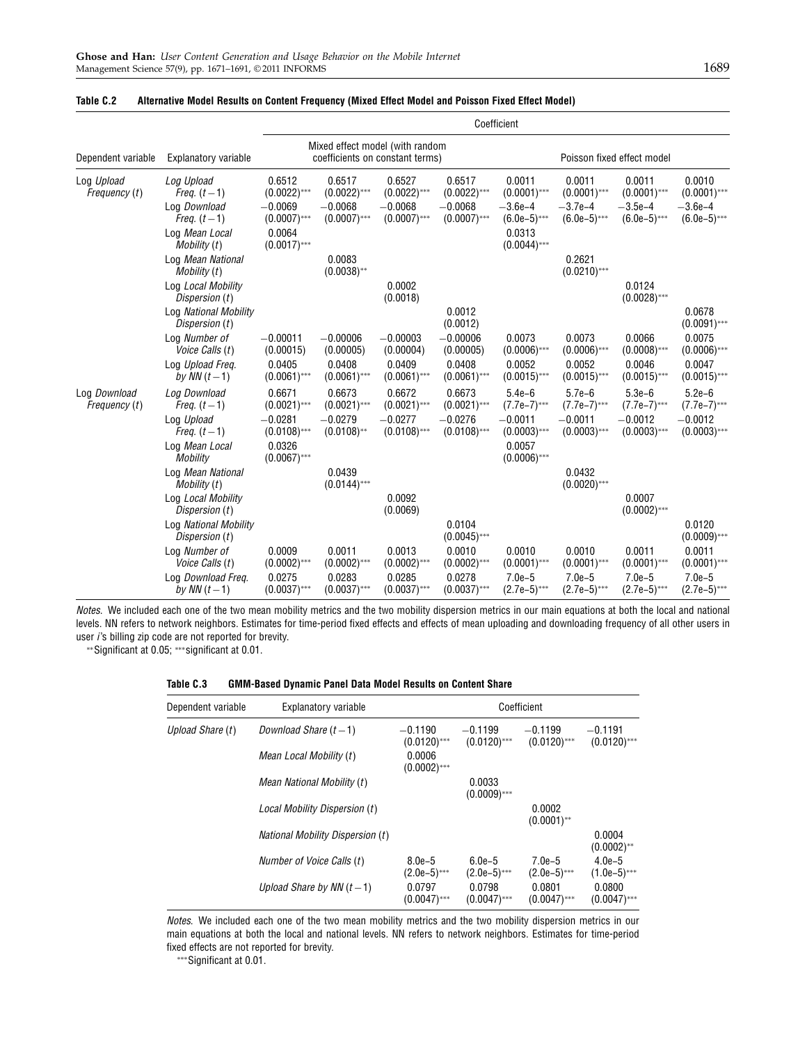**Table C.2 Alternative Model Results on Content Frequency (Mixed Effect Model and Poisson Fixed Effect Model)**

| | | Coefficient | | | | | | | |
|---|---|---|---|---|---|---|---|---|---|
| Dependent variable | Explanatory variable | Mixed effect model (with random coefficients on constant terms) | | | | Poisson fixed effect model | | | |
| Log *Upload Frequency* ($t$) | Log *Upload Freq.* ($t-1$) | 0.6512 (0.0022)*** | 0.6517 (0.0022)*** | 0.6527 (0.0022)*** | 0.6517 (0.0022)*** | 0.0011 (0.0001)*** | 0.0011 (0.0001)*** | 0.0011 (0.0001)*** | 0.0010 (0.0001)*** |
| | Log *Download Freq.* ($t-1$) | −0.0069 (0.0007)*** | −0.0068 (0.0007)*** | −0.0068 (0.0007)*** | −0.0068 (0.0007)*** | −3.6e–4 (6.0e–5)*** | −3.7e–4 (6.0e–5)*** | −3.5e–4 (6.0e–5)*** | −3.6e–4 (6.0e–5)*** |
| | Log *Mean Local Mobility* ($t$) | 0.0064 (0.0017)*** | | | | 0.0313 (0.0044)*** | | | |
| | Log *Mean National Mobility* ($t$) | | 0.0083 (0.0038)** | | | | 0.2621 (0.0210)*** | | |
| | Log *Local Mobility Dispersion* ($t$) | | | 0.0002 (0.0018) | | | | 0.0124 (0.0028)*** | |
| | Log *National Mobility Dispersion* ($t$) | | | | 0.0012 (0.0012) | | | | 0.0678 (0.0091)*** |
| | Log *Number of Voice Calls* ($t$) | −0.00011 (0.00015) | −0.00006 (0.00005) | −0.00003 (0.00004) | −0.00006 (0.00005) | 0.0073 (0.0006)*** | 0.0073 (0.0006)*** | 0.0066 (0.0008)*** | 0.0075 (0.0006)*** |
| | Log *Upload Freq. by NN* ($t-1$) | 0.0405 (0.0061)*** | 0.0408 (0.0061)*** | 0.0409 (0.0061)*** | 0.0408 (0.0061)*** | 0.0052 (0.0015)*** | 0.0052 (0.0015)*** | 0.0046 (0.0015)*** | 0.0047 (0.0015)*** |
| Log *Download Frequency* ($t$) | Log *Download Freq.* ($t-1$) | 0.6671 (0.0021)*** | 0.6673 (0.0021)*** | 0.6672 (0.0021)*** | 0.6673 (0.0021)*** | 5.4e–6 (7.7e–7)*** | 5.7e–6 (7.7e–7)*** | 5.3e–6 (7.7e–7)*** | 5.2e–6 (7.7e–7)*** |
| | Log *Upload Freq.* ($t-1$) | −0.0281 (0.0108)*** | −0.0279 (0.0108)** | −0.0277 (0.0108)*** | −0.0276 (0.0108)*** | −0.0011 (0.0003)*** | −0.0011 (0.0003)*** | −0.0012 (0.0003)*** | −0.0012 (0.0003)*** |
| | Log *Mean Local Mobility* | 0.0326 (0.0067)*** | | | | 0.0057 (0.0006)*** | | | |
| | Log *Mean National Mobility* ($t$) | | 0.0439 (0.0144)*** | | | | 0.0432 (0.0020)*** | | |
| | Log *Local Mobility Dispersion* ($t$) | | | 0.0092 (0.0069) | | | | 0.0007 (0.0002)*** | |
| | Log *National Mobility Dispersion* ($t$) | | | | 0.0104 (0.0045)*** | | | | 0.0120 (0.0009)*** |
| | Log *Number of Voice Calls* ($t$) | 0.0009 (0.0002)*** | 0.0011 (0.0002)*** | 0.0013 (0.0002)*** | 0.0010 (0.0002)*** | 0.0010 (0.0001)*** | 0.0010 (0.0001)*** | 0.0011 (0.0001)*** | 0.0011 (0.0001)*** |
| | Log *Download Freq. by NN* ($t-1$) | 0.0275 (0.0037)*** | 0.0283 (0.0037)*** | 0.0285 (0.0037)*** | 0.0278 (0.0037)*** | 7.0e–5 (2.7e–5)*** | 7.0e–5 (2.7e–5)*** | 7.0e–5 (2.7e–5)*** | 7.0e–5 (2.7e–5)*** |

*Notes.* We included each one of the two mean mobility metrics and the two mobility dispersion metrics in our main equations at both the local and national levels. NN refers to network neighbors. Estimates for time-period fixed effects and effects of mean uploading and downloading frequency of all other users in user $i$'s billing zip code are not reported for brevity.

**Significant at 0.05; ***significant at 0.01.

**Table C.3 GMM-Based Dynamic Panel Data Model Results on Content Share**

| Dependent variable | Explanatory variable | Coefficient | | | |
|---|---|---|---|---|---|
| *Upload Share* ($t$) | *Download Share* ($t-1$) | −0.1190 (0.0120)*** | −0.1199 (0.0120)*** | −0.1199 (0.0120)*** | −0.1191 (0.0120)*** |
| | *Mean Local Mobility* ($t$) | 0.0006 (0.0002)*** | | | |
| | *Mean National Mobility* ($t$) | | 0.0033 (0.0009)*** | | |
| | *Local Mobility Dispersion* ($t$) | | | 0.0002 (0.0001)** | |
| | *National Mobility Dispersion* ($t$) | | | | 0.0004 (0.0002)** |
| | *Number of Voice Calls* ($t$) | 8.0e–5 (2.0e–5)*** | 6.0e–5 (2.0e–5)*** | 7.0e–5 (2.0e–5)*** | 4.0e–5 (1.0e–5)*** |
| | *Upload Share by NN* ($t-1$) | 0.0797 (0.0047)*** | 0.0798 (0.0047)*** | 0.0801 (0.0047)*** | 0.0800 (0.0047)*** |

*Notes.* We included each one of the two mean mobility metrics and the two mobility dispersion metrics in our main equations at both the local and national levels. NN refers to network neighbors. Estimates for time-period fixed effects are not reported for brevity.

***Significant at 0.01.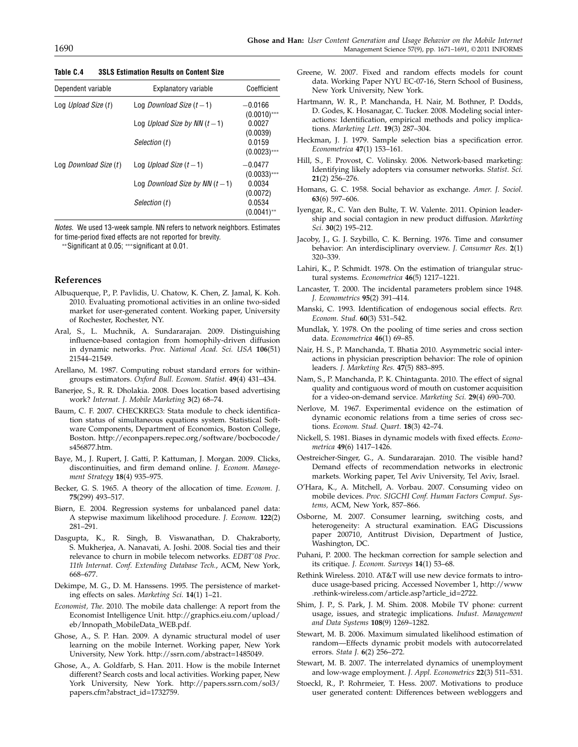**Table C.4 3SLS Estimation Results on Content Size**

| Dependent variable | Explanatory variable | Coefficient |
|---|---|---|
| Log *Upload Size* ($t$) | Log *Download Size* ($t-1$) | $-0.0166$ (0.0010)*** |
| | Log *Upload Size by NN* ($t-1$) | 0.0027 (0.0039) |
| | *Selection* ($t$) | 0.0159 (0.0023)*** |
| Log *Download Size* ($t$) | Log *Upload Size* ($t-1$) | $-0.0477$ (0.0033)*** |
| | Log *Download Size by NN* ($t-1$) | 0.0034 (0.0072) |
| | *Selection* ($t$) | 0.0534 (0.0041)** |

*Notes.* We used 13-week sample. NN refers to network neighbors. Estimates for time-period fixed effects are not reported for brevity.

**Significant at 0.05; ***significant at 0.01.

## References

Albuquerque, P., P. Pavlidis, U. Chatow, K. Chen, Z. Jamal, K. Koh. 2010. Evaluating promotional activities in an online two-sided market for user-generated content. Working paper, University of Rochester, Rochester, NY.

Aral, S., L. Muchnik, A. Sundararajan. 2009. Distinguishing influence-based contagion from homophily-driven diffusion in dynamic networks. *Proc. National Acad. Sci. USA* **106**(51) 21544–21549.

Arellano, M. 1987. Computing robust standard errors for within-groups estimators. *Oxford Bull. Econom. Statist.* **49**(4) 431–434.

Banerjee, S., R. R. Dholakia. 2008. Does location based advertising work? *Internat. J. Mobile Marketing* **3**(2) 68–74.

Baum, C. F. 2007. CHECKREG3: Stata module to check identification status of simultaneous equations system. Statistical Software Components, Department of Economics, Boston College, Boston. http://econpapers.repec.org/software/bocbocode/s456877.htm.

Baye, M., J. Rupert, J. Gatti, P. Kattuman, J. Morgan. 2009. Clicks, discontinuities, and firm demand online. *J. Econom. Management Strategy* **18**(4) 935–975.

Becker, G. S. 1965. A theory of the allocation of time. *Econom. J.* **75**(299) 493–517.

Biørn, E. 2004. Regression systems for unbalanced panel data: A stepwise maximum likelihood procedure. *J. Econom.* **122**(2) 281–291.

Dasgupta, K., R. Singh, B. Viswanathan, D. Chakraborty, S. Mukherjea, A. Nanavati, A. Joshi. 2008. Social ties and their relevance to churn in mobile telecom networks. *EDBT'08 Proc. 11th Internat. Conf. Extending Database Tech.*, ACM, New York, 668–677.

Dekimpe, M. G., D. M. Hanssens. 1995. The persistence of marketing effects on sales. *Marketing Sci.* **14**(1) 1–21.

*Economist, The*. 2010. The mobile data challenge: A report from the Economist Intelligence Unit. http://graphics.eiu.com/upload/eb/Innopath_MobileData_WEB.pdf.

Ghose, A., S. P. Han. 2009. A dynamic structural model of user learning on the mobile Internet. Working paper, New York University, New York. http://ssrn.com/abstract=1485049.

Ghose, A., A. Goldfarb, S. Han. 2011. How is the mobile Internet different? Search costs and local activities. Working paper, New York University, New York. http://papers.ssrn.com/sol3/papers.cfm?abstract_id=1732759.

Greene, W. 2007. Fixed and random effects models for count data. Working Paper NYU EC-07-16, Stern School of Business, New York University, New York.

Hartmann, W. R., P. Manchanda, H. Nair, M. Bothner, P. Dodds, D. Godes, K. Hosanagar, C. Tucker. 2008. Modeling social interactions: Identification, empirical methods and policy implications. *Marketing Lett.* **19**(3) 287–304.

Heckman, J. J. 1979. Sample selection bias a specification error. *Econometrica* **47**(1) 153–161.

Hill, S., F. Provost, C. Volinsky. 2006. Network-based marketing: Identifying likely adopters via consumer networks. *Statist. Sci.* **21**(2) 256–276.

Homans, G. C. 1958. Social behavior as exchange. *Amer. J. Sociol.* **63**(6) 597–606.

Iyengar, R., C. Van den Bulte, T. W. Valente. 2011. Opinion leadership and social contagion in new product diffusion. *Marketing Sci.* **30**(2) 195–212.

Jacoby, J., G. J. Szybillo, C. K. Berning. 1976. Time and consumer behavior: An interdisciplinary overview. *J. Consumer Res.* **2**(1) 320–339.

Lahiri, K., P. Schmidt. 1978. On the estimation of triangular structural systems. *Econometrica* **46**(5) 1217–1221.

Lancaster, T. 2000. The incidental parameters problem since 1948. *J. Econometrics* **95**(2) 391–414.

Manski, C. 1993. Identification of endogenous social effects. *Rev. Econom. Stud.* **60**(3) 531–542.

Mundlak, Y. 1978. On the pooling of time series and cross section data. *Econometrica* **46**(1) 69–85.

Nair, H. S., P. Manchanda, T. Bhatia 2010. Asymmetric social interactions in physician prescription behavior: The role of opinion leaders. *J. Marketing Res.* **47**(5) 883–895.

Nam, S., P. Manchanda, P. K. Chintagunta. 2010. The effect of signal quality and contiguous word of mouth on customer acquisition for a video-on-demand service. *Marketing Sci.* **29**(4) 690–700.

Nerlove, M. 1967. Experimental evidence on the estimation of dynamic economic relations from a time series of cross sections. *Econom. Stud. Quart.* **18**(3) 42–74.

Nickell, S. 1981. Biases in dynamic models with fixed effects. *Econometrica* **49**(6) 1417–1426.

Oestreicher-Singer, G., A. Sundararajan. 2010. The visible hand? Demand effects of recommendation networks in electronic markets. Working paper, Tel Aviv University, Tel Aviv, Israel.

O'Hara, K., A. Mitchell, A. Vorbau. 2007. Consuming video on mobile devices. *Proc. SIGCHI Conf. Human Factors Comput. Systems,* ACM, New York, 857–866.

Osborne, M. 2007. Consumer learning, switching costs, and heterogeneity: A structural examination. EAG Discussions paper 200710, Antitrust Division, Department of Justice, Washington, DC.

Puhani, P. 2000. The heckman correction for sample selection and its critique. *J. Econom. Surveys* **14**(1) 53–68.

Rethink Wireless. 2010. AT&T will use new device formats to introduce usage-based pricing. Accessed November 1, http://www.rethink-wireless.com/article.asp?article_id=2722.

Shim, J. P., S. Park, J. M. Shim. 2008. Mobile TV phone: current usage, issues, and strategic implications. *Indust. Management and Data Systems* **108**(9) 1269–1282.

Stewart, M. B. 2006. Maximum simulated likelihood estimation of random—Effects dynamic probit models with autocorrelated errors. *Stata J.* **6**(2) 256–272.

Stewart, M. B. 2007. The interrelated dynamics of unemployment and low-wage employment. *J. Appl. Econometrics* **22**(3) 511–531.

Stoeckl, R., P. Rohrmeier, T. Hess. 2007. Motivations to produce user generated content: Differences between webloggers and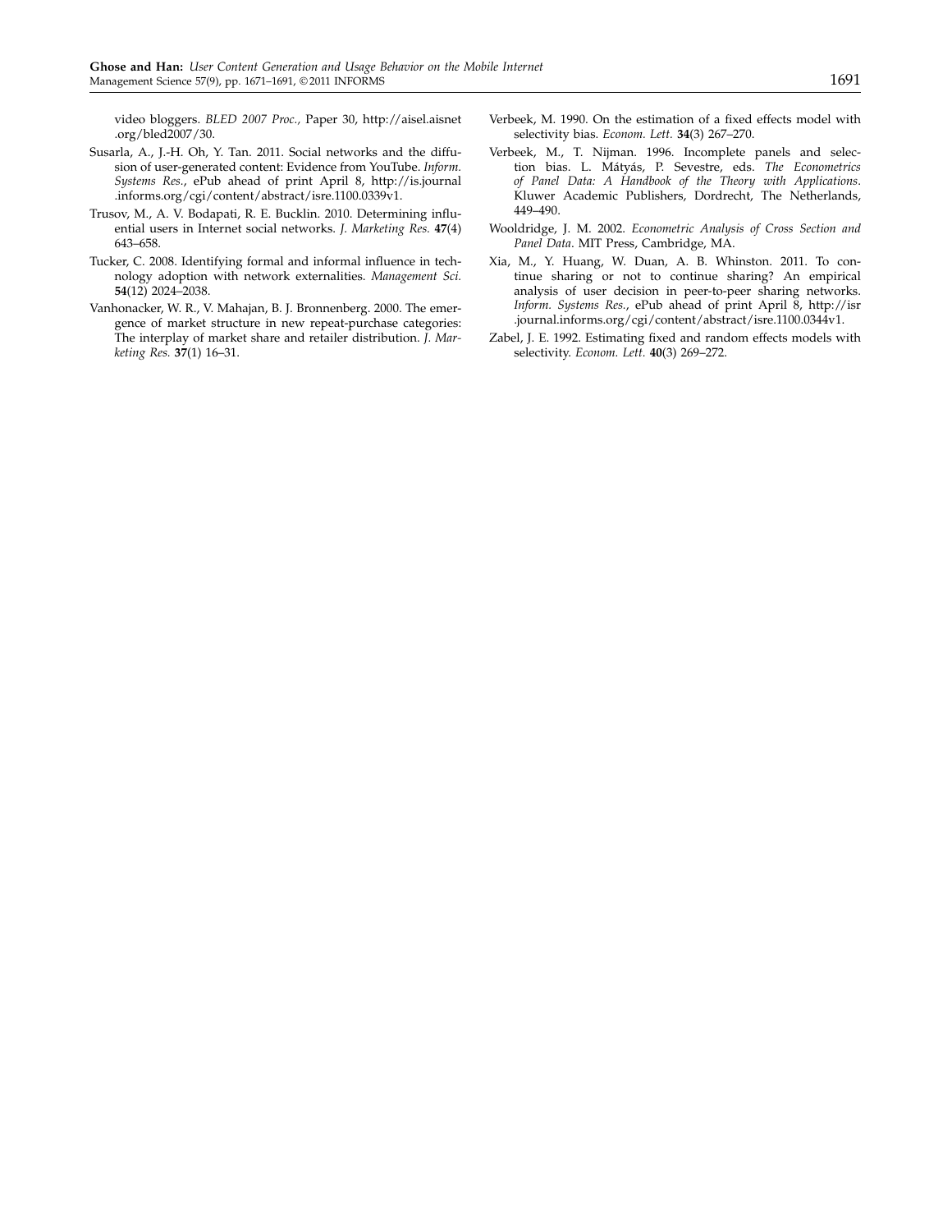video bloggers. *BLED 2007 Proc.*, Paper 30, http://aisel.aisnet.org/bled2007/30.

Susarla, A., J.-H. Oh, Y. Tan. 2011. Social networks and the diffusion of user-generated content: Evidence from YouTube. *Inform. Systems Res.*, ePub ahead of print April 8, http://is.journal.informs.org/cgi/content/abstract/isre.1100.0339v1.

Trusov, M., A. V. Bodapati, R. E. Bucklin. 2010. Determining influential users in Internet social networks. *J. Marketing Res.* **47**(4) 643–658.

Tucker, C. 2008. Identifying formal and informal influence in technology adoption with network externalities. *Management Sci.* **54**(12) 2024–2038.

Vanhonacker, W. R., V. Mahajan, B. J. Bronnenberg. 2000. The emergence of market structure in new repeat-purchase categories: The interplay of market share and retailer distribution. *J. Marketing Res.* **37**(1) 16–31.

Verbeek, M. 1990. On the estimation of a fixed effects model with selectivity bias. *Econom. Lett.* **34**(3) 267–270.

Verbeek, M., T. Nijman. 1996. Incomplete panels and selection bias. L. Mátyás, P. Sevestre, eds. *The Econometrics of Panel Data: A Handbook of the Theory with Applications*. Kluwer Academic Publishers, Dordrecht, The Netherlands, 449–490.

Wooldridge, J. M. 2002. *Econometric Analysis of Cross Section and Panel Data*. MIT Press, Cambridge, MA.

Xia, M., Y. Huang, W. Duan, A. B. Whinston. 2011. To continue sharing or not to continue sharing? An empirical analysis of user decision in peer-to-peer sharing networks. *Inform. Systems Res.*, ePub ahead of print April 8, http://isr.journal.informs.org/cgi/content/abstract/isre.1100.0344v1.

Zabel, J. E. 1992. Estimating fixed and random effects models with selectivity. *Econom. Lett.* **40**(3) 269–272.